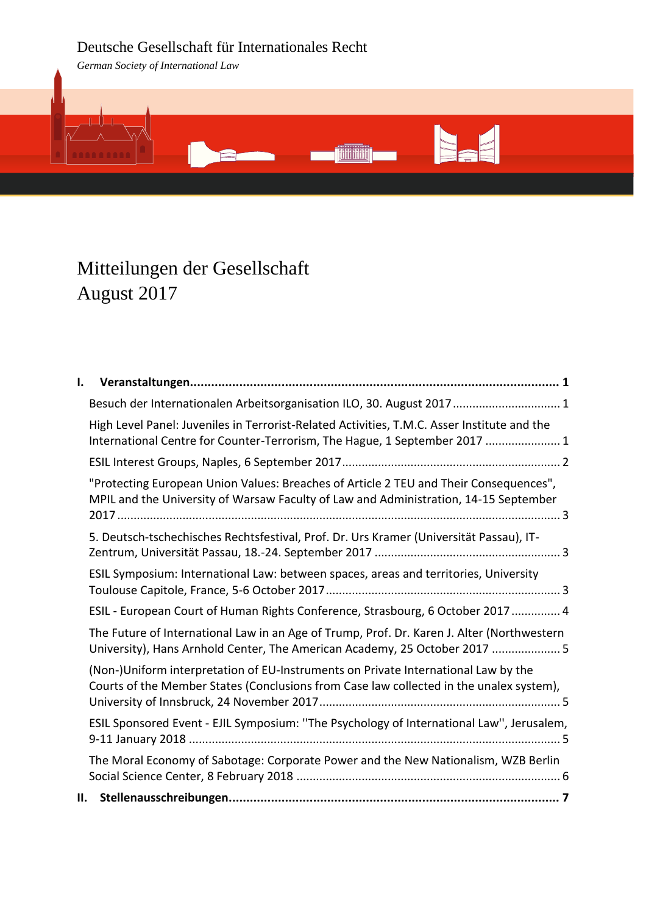Deutsche Gesellschaft für Internationales Recht

*German Society of International Law*

# Mitteilungen der Gesellschaft
# August 2017

**I. Veranstaltungen ........................................................................................................ 1**

Besuch der Internationalen Arbeitsorganisation ILO, 30. August 2017 ................................ 1

High Level Panel: Juveniles in Terrorist-Related Activities, T.M.C. Asser Institute and the International Centre for Counter-Terrorism, The Hague, 1 September 2017 ....................... 1

ESIL Interest Groups, Naples, 6 September 2017 ................................................................. 2

"Protecting European Union Values: Breaches of Article 2 TEU and Their Consequences", MPIL and the University of Warsaw Faculty of Law and Administration, 14-15 September 2017 .................................................................................................................................... 3

5. Deutsch-tschechisches Rechtsfestival, Prof. Dr. Urs Kramer (Universität Passau), IT-Zentrum, Universität Passau, 18.-24. September 2017 ........................................................ 3

ESIL Symposium: International Law: between spaces, areas and territories, University Toulouse Capitole, France, 5-6 October 2017 ...................................................................... 3

ESIL - European Court of Human Rights Conference, Strasbourg, 6 October 2017 ............... 4

The Future of International Law in an Age of Trump, Prof. Dr. Karen J. Alter (Northwestern University), Hans Arnhold Center, The American Academy, 25 October 2017 ..................... 5

(Non-)Uniform interpretation of EU-Instruments on Private International Law by the Courts of the Member States (Conclusions from Case law collected in the unalex system), University of Innsbruck, 24 November 2017 ........................................................................ 5

ESIL Sponsored Event - EJIL Symposium: ''The Psychology of International Law'', Jerusalem, 9-11 January 2018 ............................................................................................................... 5

The Moral Economy of Sabotage: Corporate Power and the New Nationalism, WZB Berlin Social Science Center, 8 February 2018 ............................................................................... 6

**II. Stellenausschreibungen ............................................................................................. 7**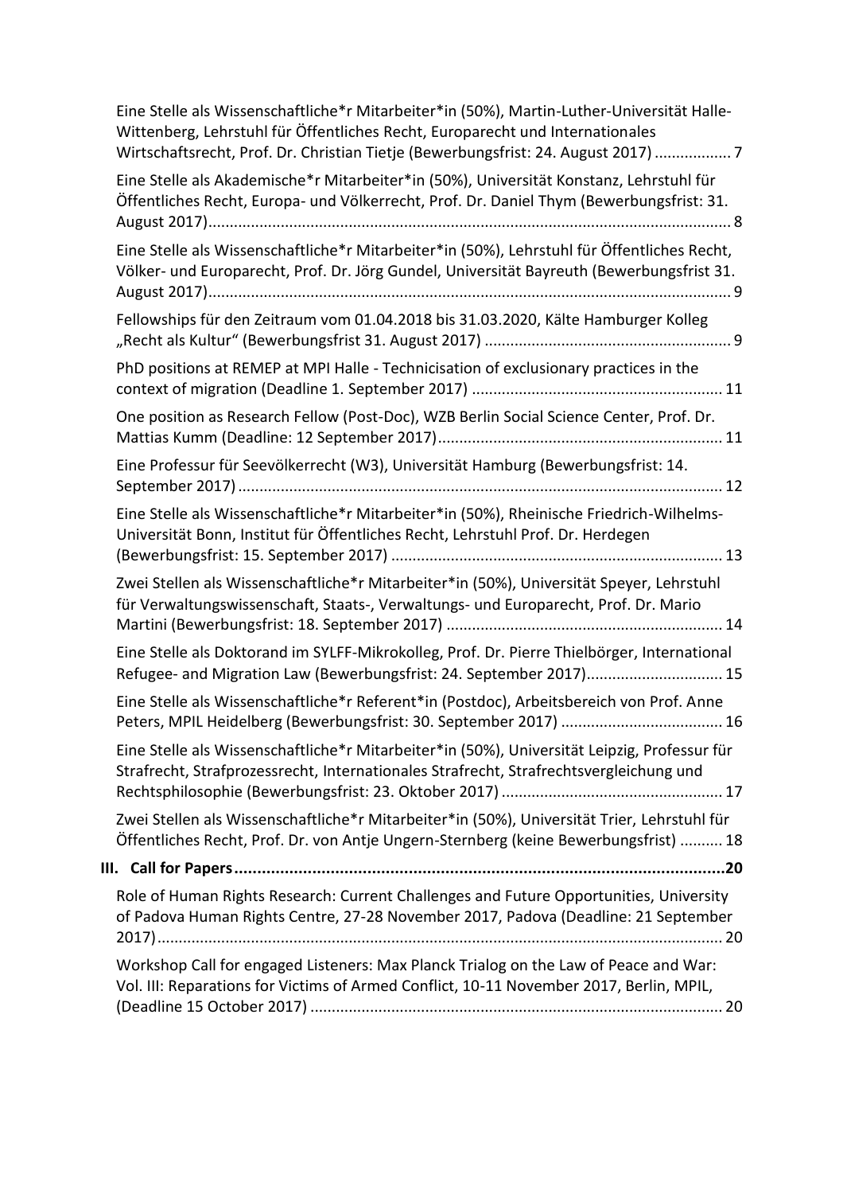Eine Stelle als Wissenschaftliche*r Mitarbeiter*in (50%), Martin-Luther-Universität Halle-Wittenberg, Lehrstuhl für Öffentliches Recht, Europarecht und Internationales Wirtschaftsrecht, Prof. Dr. Christian Tietje (Bewerbungsfrist: 24. August 2017) .................. 7

Eine Stelle als Akademische*r Mitarbeiter*in (50%), Universität Konstanz, Lehrstuhl für Öffentliches Recht, Europa- und Völkerrecht, Prof. Dr. Daniel Thym (Bewerbungsfrist: 31. August 2017)........................................................................................................................ 8

Eine Stelle als Wissenschaftliche*r Mitarbeiter*in (50%), Lehrstuhl für Öffentliches Recht, Völker- und Europarecht, Prof. Dr. Jörg Gundel, Universität Bayreuth (Bewerbungsfrist 31. August 2017)........................................................................................................................ 9

Fellowships für den Zeitraum vom 01.04.2018 bis 31.03.2020, Kälte Hamburger Kolleg „Recht als Kultur“ (Bewerbungsfrist 31. August 2017) ......................................................... 9

PhD positions at REMEP at MPI Halle - Technicisation of exclusionary practices in the context of migration (Deadline 1. September 2017) .......................................................... 11

One position as Research Fellow (Post-Doc), WZB Berlin Social Science Center, Prof. Dr. Mattias Kumm (Deadline: 12 September 2017).................................................................. 11

Eine Professur für Seevölkerrecht (W3), Universität Hamburg (Bewerbungsfrist: 14. September 2017)................................................................................................................ 12

Eine Stelle als Wissenschaftliche*r Mitarbeiter*in (50%), Rheinische Friedrich-Wilhelms-Universität Bonn, Institut für Öffentliches Recht, Lehrstuhl Prof. Dr. Herdegen (Bewerbungsfrist: 15. September 2017) ............................................................................ 13

Zwei Stellen als Wissenschaftliche*r Mitarbeiter*in (50%), Universität Speyer, Lehrstuhl für Verwaltungswissenschaft, Staats-, Verwaltungs- und Europarecht, Prof. Dr. Mario Martini (Bewerbungsfrist: 18. September 2017) ................................................................ 14

Eine Stelle als Doktorand im SYLFF-Mikrokolleg, Prof. Dr. Pierre Thielbörger, International Refugee- and Migration Law (Bewerbungsfrist: 24. September 2017)............................... 15

Eine Stelle als Wissenschaftliche*r Referent*in (Postdoc), Arbeitsbereich von Prof. Anne Peters, MPIL Heidelberg (Bewerbungsfrist: 30. September 2017) ..................................... 16

Eine Stelle als Wissenschaftliche*r Mitarbeiter*in (50%), Universität Leipzig, Professur für Strafrecht, Strafprozessrecht, Internationales Strafrecht, Strafrechtsvergleichung und Rechtsphilosophie (Bewerbungsfrist: 23. Oktober 2017) ................................................... 17

Zwei Stellen als Wissenschaftliche*r Mitarbeiter*in (50%), Universität Trier, Lehrstuhl für Öffentliches Recht, Prof. Dr. von Antje Ungern-Sternberg (keine Bewerbungsfrist) .......... 18

**III. Call for Papers.........................................................................................................20**

Role of Human Rights Research: Current Challenges and Future Opportunities, University of Padova Human Rights Centre, 27-28 November 2017, Padova (Deadline: 21 September 2017)................................................................................................................................. 20

Workshop Call for engaged Listeners: Max Planck Trialog on the Law of Peace and War: Vol. III: Reparations for Victims of Armed Conflict, 10-11 November 2017, Berlin, MPIL, (Deadline 15 October 2017) ............................................................................................... 20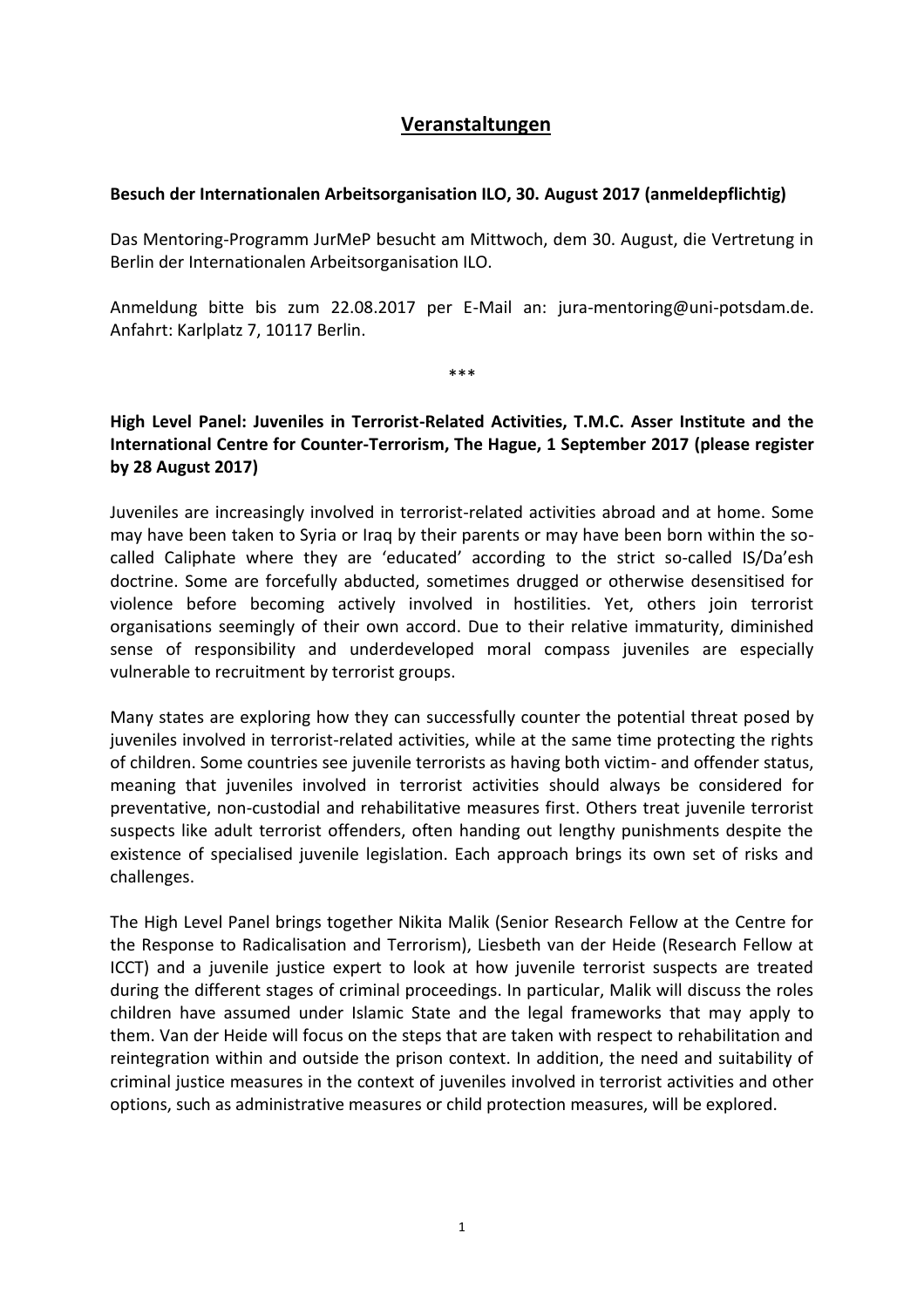## Veranstaltungen

**Besuch der Internationalen Arbeitsorganisation ILO, 30. August 2017 (anmeldepflichtig)**

Das Mentoring-Programm JurMeP besucht am Mittwoch, dem 30. August, die Vertretung in Berlin der Internationalen Arbeitsorganisation ILO.

Anmeldung bitte bis zum 22.08.2017 per E-Mail an: jura-mentoring@uni-potsdam.de. Anfahrt: Karlplatz 7, 10117 Berlin.

***

**High Level Panel: Juveniles in Terrorist-Related Activities, T.M.C. Asser Institute and the International Centre for Counter-Terrorism, The Hague, 1 September 2017 (please register by 28 August 2017)**

Juveniles are increasingly involved in terrorist-related activities abroad and at home. Some may have been taken to Syria or Iraq by their parents or may have been born within the so-called Caliphate where they are 'educated' according to the strict so-called IS/Da'esh doctrine. Some are forcefully abducted, sometimes drugged or otherwise desensitised for violence before becoming actively involved in hostilities. Yet, others join terrorist organisations seemingly of their own accord. Due to their relative immaturity, diminished sense of responsibility and underdeveloped moral compass juveniles are especially vulnerable to recruitment by terrorist groups.

Many states are exploring how they can successfully counter the potential threat posed by juveniles involved in terrorist-related activities, while at the same time protecting the rights of children. Some countries see juvenile terrorists as having both victim- and offender status, meaning that juveniles involved in terrorist activities should always be considered for preventative, non-custodial and rehabilitative measures first. Others treat juvenile terrorist suspects like adult terrorist offenders, often handing out lengthy punishments despite the existence of specialised juvenile legislation. Each approach brings its own set of risks and challenges.

The High Level Panel brings together Nikita Malik (Senior Research Fellow at the Centre for the Response to Radicalisation and Terrorism), Liesbeth van der Heide (Research Fellow at ICCT) and a juvenile justice expert to look at how juvenile terrorist suspects are treated during the different stages of criminal proceedings. In particular, Malik will discuss the roles children have assumed under Islamic State and the legal frameworks that may apply to them. Van der Heide will focus on the steps that are taken with respect to rehabilitation and reintegration within and outside the prison context. In addition, the need and suitability of criminal justice measures in the context of juveniles involved in terrorist activities and other options, such as administrative measures or child protection measures, will be explored.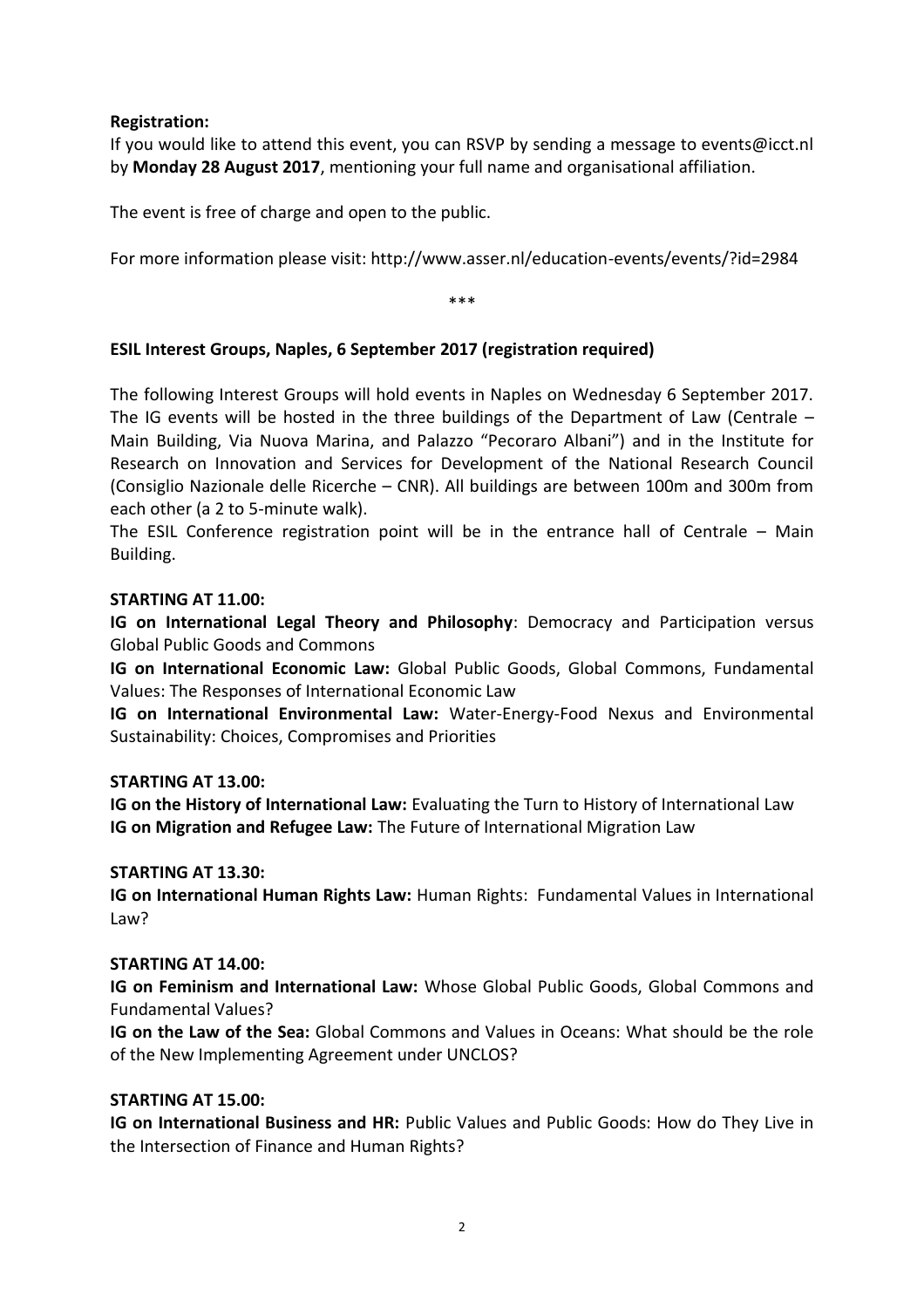**Registration:**

If you would like to attend this event, you can RSVP by sending a message to events@icct.nl by **Monday 28 August 2017**, mentioning your full name and organisational affiliation.

The event is free of charge and open to the public.

For more information please visit: http://www.asser.nl/education-events/events/?id=2984

***

**ESIL Interest Groups, Naples, 6 September 2017 (registration required)**

The following Interest Groups will hold events in Naples on Wednesday 6 September 2017. The IG events will be hosted in the three buildings of the Department of Law (Centrale – Main Building, Via Nuova Marina, and Palazzo "Pecoraro Albani") and in the Institute for Research on Innovation and Services for Development of the National Research Council (Consiglio Nazionale delle Ricerche – CNR). All buildings are between 100m and 300m from each other (a 2 to 5-minute walk).

The ESIL Conference registration point will be in the entrance hall of Centrale – Main Building.

**STARTING AT 11.00:**

**IG on International Legal Theory and Philosophy**: Democracy and Participation versus Global Public Goods and Commons

**IG on International Economic Law:** Global Public Goods, Global Commons, Fundamental Values: The Responses of International Economic Law

**IG on International Environmental Law:** Water-Energy-Food Nexus and Environmental Sustainability: Choices, Compromises and Priorities

**STARTING AT 13.00:**

**IG on the History of International Law:** Evaluating the Turn to History of International Law

**IG on Migration and Refugee Law:** The Future of International Migration Law

**STARTING AT 13.30:**

**IG on International Human Rights Law:** Human Rights: Fundamental Values in International Law?

**STARTING AT 14.00:**

**IG on Feminism and International Law:** Whose Global Public Goods, Global Commons and Fundamental Values?

**IG on the Law of the Sea:** Global Commons and Values in Oceans: What should be the role of the New Implementing Agreement under UNCLOS?

**STARTING AT 15.00:**

**IG on International Business and HR:** Public Values and Public Goods: How do They Live in the Intersection of Finance and Human Rights?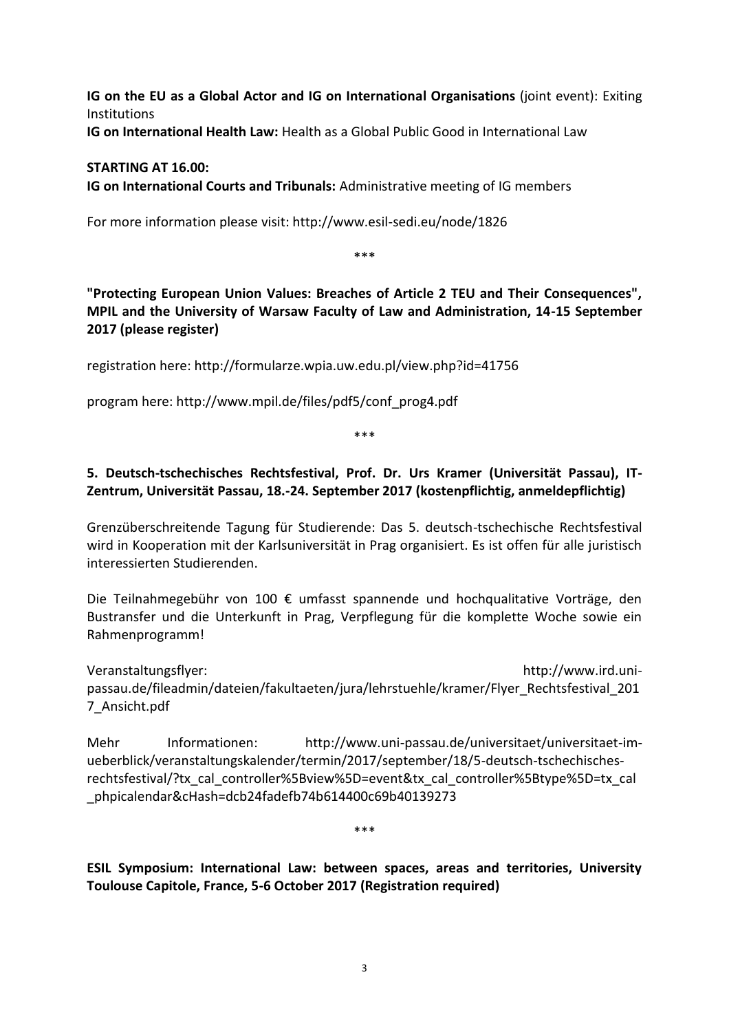**IG on the EU as a Global Actor and IG on International Organisations** (joint event): Exiting Institutions

**IG on International Health Law:** Health as a Global Public Good in International Law

**STARTING AT 16.00:**

**IG on International Courts and Tribunals:** Administrative meeting of IG members

For more information please visit: http://www.esil-sedi.eu/node/1826

\*\*\*

**"Protecting European Union Values: Breaches of Article 2 TEU and Their Consequences", MPIL and the University of Warsaw Faculty of Law and Administration, 14-15 September 2017 (please register)**

registration here: http://formularze.wpia.uw.edu.pl/view.php?id=41756

program here: http://www.mpil.de/files/pdf5/conf_prog4.pdf

\*\*\*

**5. Deutsch-tschechisches Rechtsfestival, Prof. Dr. Urs Kramer (Universität Passau), IT-Zentrum, Universität Passau, 18.-24. September 2017 (kostenpflichtig, anmeldepflichtig)**

Grenzüberschreitende Tagung für Studierende: Das 5. deutsch-tschechische Rechtsfestival wird in Kooperation mit der Karlsuniversität in Prag organisiert. Es ist offen für alle juristisch interessierten Studierenden.

Die Teilnahmegebühr von 100 € umfasst spannende und hochqualitative Vorträge, den Bustransfer und die Unterkunft in Prag, Verpflegung für die komplette Woche sowie ein Rahmenprogramm!

Veranstaltungsflyer: http://www.ird.uni-passau.de/fileadmin/dateien/fakultaeten/jura/lehrstuehle/kramer/Flyer_Rechtsfestival_2017_Ansicht.pdf

Mehr Informationen: http://www.uni-passau.de/universitaet/universitaet-im-ueberblick/veranstaltungskalender/termin/2017/september/18/5-deutsch-tschechisches-rechtsfestival/?tx_cal_controller%5Bview%5D=event&tx_cal_controller%5Btype%5D=tx_cal_phpicalendar&cHash=dcb24fadefb74b614400c69b40139273

\*\*\*

**ESIL Symposium: International Law: between spaces, areas and territories, University Toulouse Capitole, France, 5-6 October 2017 (Registration required)**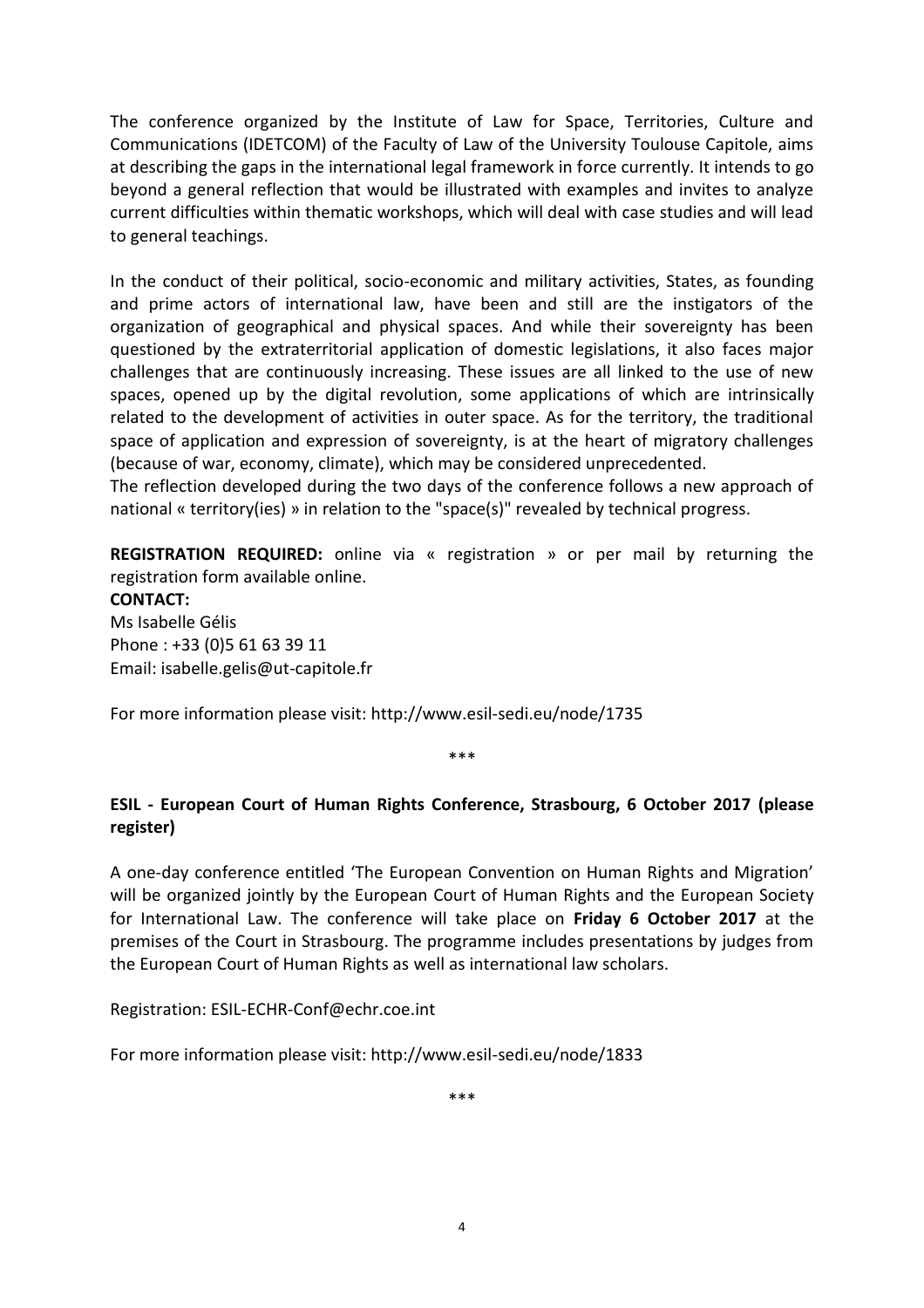The conference organized by the Institute of Law for Space, Territories, Culture and Communications (IDETCOM) of the Faculty of Law of the University Toulouse Capitole, aims at describing the gaps in the international legal framework in force currently. It intends to go beyond a general reflection that would be illustrated with examples and invites to analyze current difficulties within thematic workshops, which will deal with case studies and will lead to general teachings.

In the conduct of their political, socio-economic and military activities, States, as founding and prime actors of international law, have been and still are the instigators of the organization of geographical and physical spaces. And while their sovereignty has been questioned by the extraterritorial application of domestic legislations, it also faces major challenges that are continuously increasing. These issues are all linked to the use of new spaces, opened up by the digital revolution, some applications of which are intrinsically related to the development of activities in outer space. As for the territory, the traditional space of application and expression of sovereignty, is at the heart of migratory challenges (because of war, economy, climate), which may be considered unprecedented.
The reflection developed during the two days of the conference follows a new approach of national « territory(ies) » in relation to the "space(s)" revealed by technical progress.

**REGISTRATION REQUIRED:** online via « registration » or per mail by returning the registration form available online.
**CONTACT:**
Ms Isabelle Gélis
Phone : +33 (0)5 61 63 39 11
Email: isabelle.gelis@ut-capitole.fr

For more information please visit: http://www.esil-sedi.eu/node/1735

\*\*\*

**ESIL - European Court of Human Rights Conference, Strasbourg, 6 October 2017 (please register)**

A one-day conference entitled 'The European Convention on Human Rights and Migration' will be organized jointly by the European Court of Human Rights and the European Society for International Law. The conference will take place on **Friday 6 October 2017** at the premises of the Court in Strasbourg. The programme includes presentations by judges from the European Court of Human Rights as well as international law scholars.

Registration: ESIL-ECHR-Conf@echr.coe.int

For more information please visit: http://www.esil-sedi.eu/node/1833

\*\*\*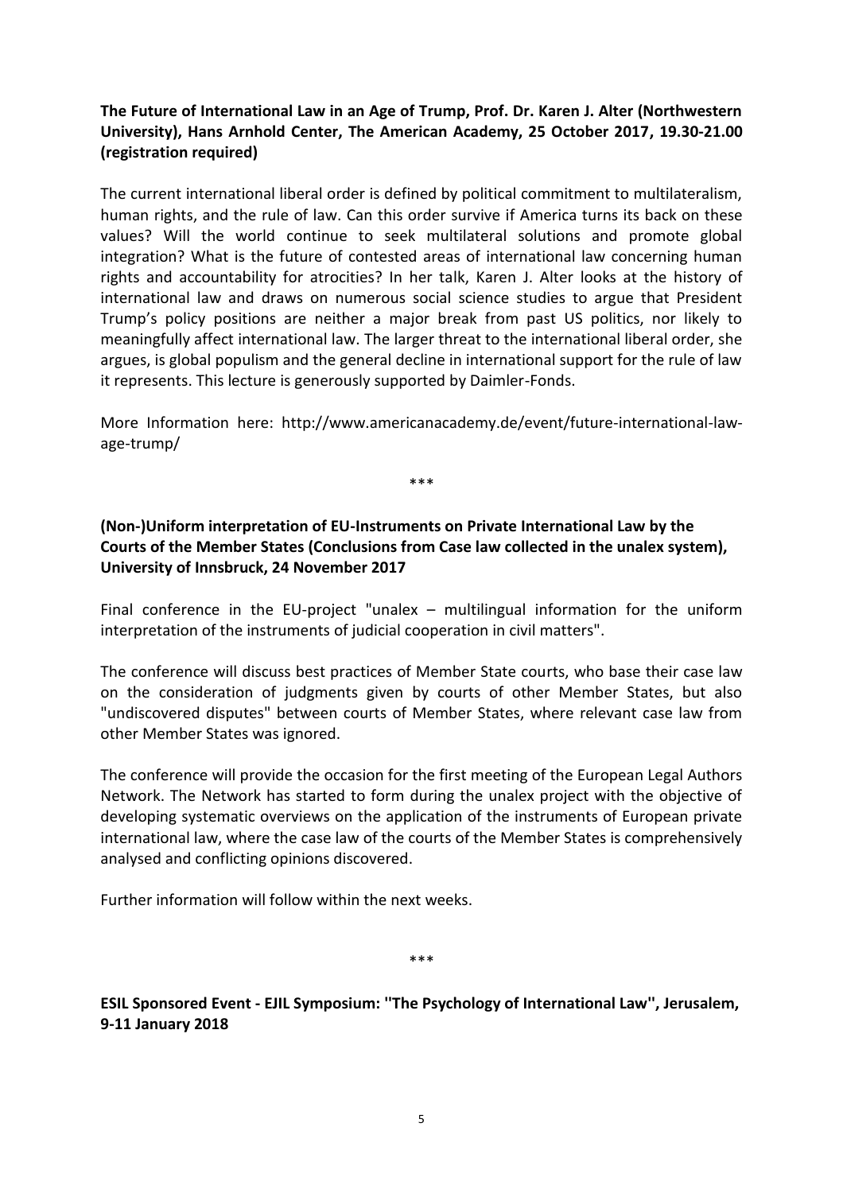**The Future of International Law in an Age of Trump, Prof. Dr. Karen J. Alter (Northwestern University), Hans Arnhold Center, The American Academy, 25 October 2017, 19.30-21.00 (registration required)**

The current international liberal order is defined by political commitment to multilateralism, human rights, and the rule of law. Can this order survive if America turns its back on these values? Will the world continue to seek multilateral solutions and promote global integration? What is the future of contested areas of international law concerning human rights and accountability for atrocities? In her talk, Karen J. Alter looks at the history of international law and draws on numerous social science studies to argue that President Trump's policy positions are neither a major break from past US politics, nor likely to meaningfully affect international law. The larger threat to the international liberal order, she argues, is global populism and the general decline in international support for the rule of law it represents. This lecture is generously supported by Daimler-Fonds.

More Information here: http://www.americanacademy.de/event/future-international-law-age-trump/

\*\*\*

**(Non-)Uniform interpretation of EU-Instruments on Private International Law by the Courts of the Member States (Conclusions from Case law collected in the unalex system), University of Innsbruck, 24 November 2017**

Final conference in the EU-project "unalex – multilingual information for the uniform interpretation of the instruments of judicial cooperation in civil matters".

The conference will discuss best practices of Member State courts, who base their case law on the consideration of judgments given by courts of other Member States, but also "undiscovered disputes" between courts of Member States, where relevant case law from other Member States was ignored.

The conference will provide the occasion for the first meeting of the European Legal Authors Network. The Network has started to form during the unalex project with the objective of developing systematic overviews on the application of the instruments of European private international law, where the case law of the courts of the Member States is comprehensively analysed and conflicting opinions discovered.

Further information will follow within the next weeks.

\*\*\*

**ESIL Sponsored Event - EJIL Symposium: "The Psychology of International Law", Jerusalem, 9-11 January 2018**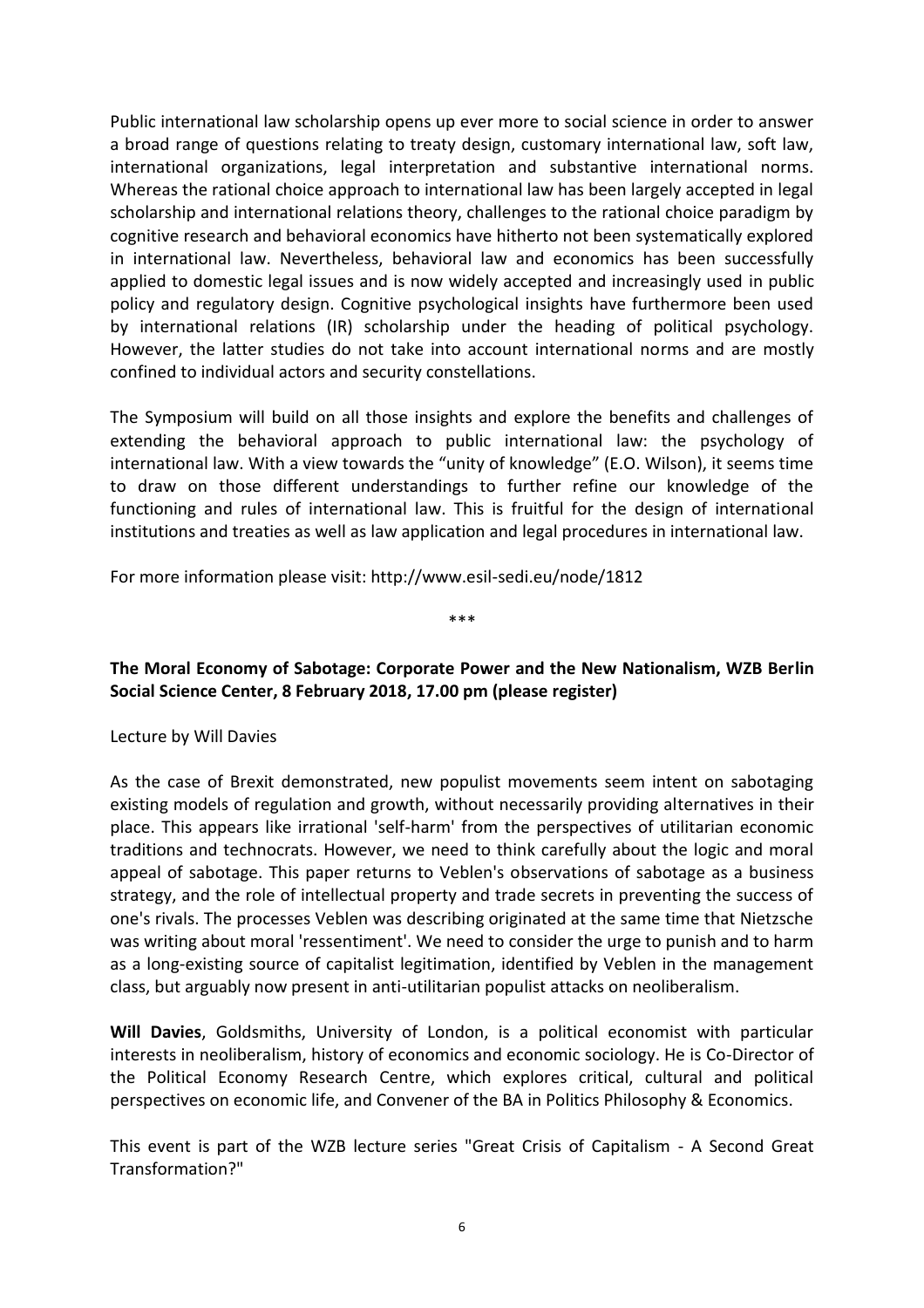Public international law scholarship opens up ever more to social science in order to answer a broad range of questions relating to treaty design, customary international law, soft law, international organizations, legal interpretation and substantive international norms. Whereas the rational choice approach to international law has been largely accepted in legal scholarship and international relations theory, challenges to the rational choice paradigm by cognitive research and behavioral economics have hitherto not been systematically explored in international law. Nevertheless, behavioral law and economics has been successfully applied to domestic legal issues and is now widely accepted and increasingly used in public policy and regulatory design. Cognitive psychological insights have furthermore been used by international relations (IR) scholarship under the heading of political psychology. However, the latter studies do not take into account international norms and are mostly confined to individual actors and security constellations.

The Symposium will build on all those insights and explore the benefits and challenges of extending the behavioral approach to public international law: the psychology of international law. With a view towards the "unity of knowledge" (E.O. Wilson), it seems time to draw on those different understandings to further refine our knowledge of the functioning and rules of international law. This is fruitful for the design of international institutions and treaties as well as law application and legal procedures in international law.

For more information please visit: http://www.esil-sedi.eu/node/1812

***

**The Moral Economy of Sabotage: Corporate Power and the New Nationalism, WZB Berlin Social Science Center, 8 February 2018, 17.00 pm (please register)**

Lecture by Will Davies

As the case of Brexit demonstrated, new populist movements seem intent on sabotaging existing models of regulation and growth, without necessarily providing alternatives in their place. This appears like irrational 'self-harm' from the perspectives of utilitarian economic traditions and technocrats. However, we need to think carefully about the logic and moral appeal of sabotage. This paper returns to Veblen's observations of sabotage as a business strategy, and the role of intellectual property and trade secrets in preventing the success of one's rivals. The processes Veblen was describing originated at the same time that Nietzsche was writing about moral 'ressentiment'. We need to consider the urge to punish and to harm as a long-existing source of capitalist legitimation, identified by Veblen in the management class, but arguably now present in anti-utilitarian populist attacks on neoliberalism.

**Will Davies**, Goldsmiths, University of London, is a political economist with particular interests in neoliberalism, history of economics and economic sociology. He is Co-Director of the Political Economy Research Centre, which explores critical, cultural and political perspectives on economic life, and Convener of the BA in Politics Philosophy & Economics.

This event is part of the WZB lecture series "Great Crisis of Capitalism - A Second Great Transformation?"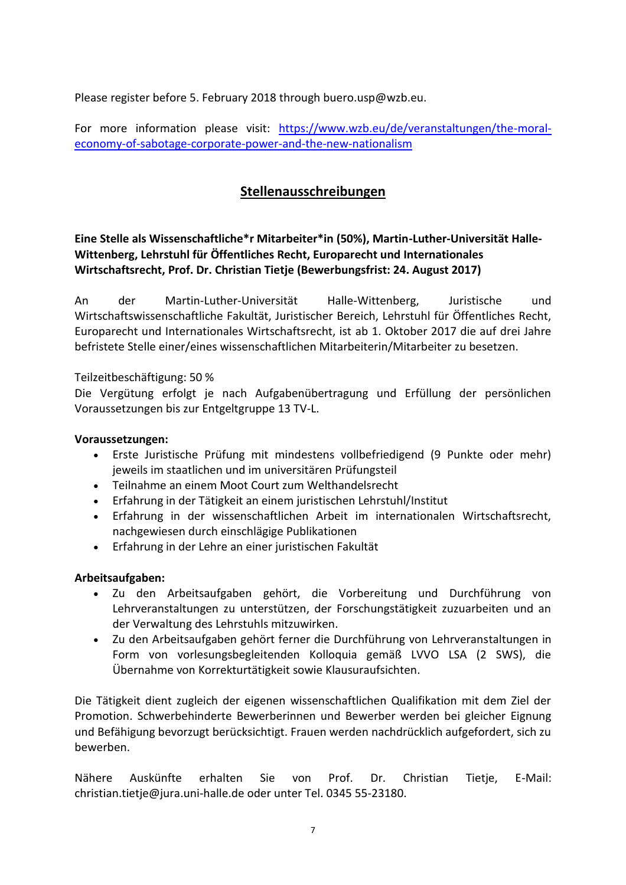Please register before 5. February 2018 through buero.usp@wzb.eu.

For more information please visit: [https://www.wzb.eu/de/veranstaltungen/the-moral-economy-of-sabotage-corporate-power-and-the-new-nationalism](https://www.wzb.eu/de/veranstaltungen/the-moral-economy-of-sabotage-corporate-power-and-the-new-nationalism)

## Stellenausschreibungen

**Eine Stelle als Wissenschaftliche*r Mitarbeiter*in (50%), Martin-Luther-Universität Halle-Wittenberg, Lehrstuhl für Öffentliches Recht, Europarecht und Internationales Wirtschaftsrecht, Prof. Dr. Christian Tietje (Bewerbungsfrist: 24. August 2017)**

An der Martin-Luther-Universität Halle-Wittenberg, Juristische und Wirtschaftswissenschaftliche Fakultät, Juristischer Bereich, Lehrstuhl für Öffentliches Recht, Europarecht und Internationales Wirtschaftsrecht, ist ab 1. Oktober 2017 die auf drei Jahre befristete Stelle einer/eines wissenschaftlichen Mitarbeiterin/Mitarbeiter zu besetzen.

Teilzeitbeschäftigung: 50 %
Die Vergütung erfolgt je nach Aufgabenübertragung und Erfüllung der persönlichen Voraussetzungen bis zur Entgeltgruppe 13 TV-L.

**Voraussetzungen:**

- Erste Juristische Prüfung mit mindestens vollbefriedigend (9 Punkte oder mehr) jeweils im staatlichen und im universitären Prüfungsteil
- Teilnahme an einem Moot Court zum Welthandelsrecht
- Erfahrung in der Tätigkeit an einem juristischen Lehrstuhl/Institut
- Erfahrung in der wissenschaftlichen Arbeit im internationalen Wirtschaftsrecht, nachgewiesen durch einschlägige Publikationen
- Erfahrung in der Lehre an einer juristischen Fakultät

**Arbeitsaufgaben:**

- Zu den Arbeitsaufgaben gehört, die Vorbereitung und Durchführung von Lehrveranstaltungen zu unterstützen, der Forschungstätigkeit zuzuarbeiten und an der Verwaltung des Lehrstuhls mitzuwirken.
- Zu den Arbeitsaufgaben gehört ferner die Durchführung von Lehrveranstaltungen in Form von vorlesungsbegleitenden Kolloquia gemäß LVVO LSA (2 SWS), die Übernahme von Korrekturtätigkeit sowie Klausuraufsichten.

Die Tätigkeit dient zugleich der eigenen wissenschaftlichen Qualifikation mit dem Ziel der Promotion. Schwerbehinderte Bewerberinnen und Bewerber werden bei gleicher Eignung und Befähigung bevorzugt berücksichtigt. Frauen werden nachdrücklich aufgefordert, sich zu bewerben.

Nähere Auskünfte erhalten Sie von Prof. Dr. Christian Tietje, E-Mail: christian.tietje@jura.uni-halle.de oder unter Tel. 0345 55-23180.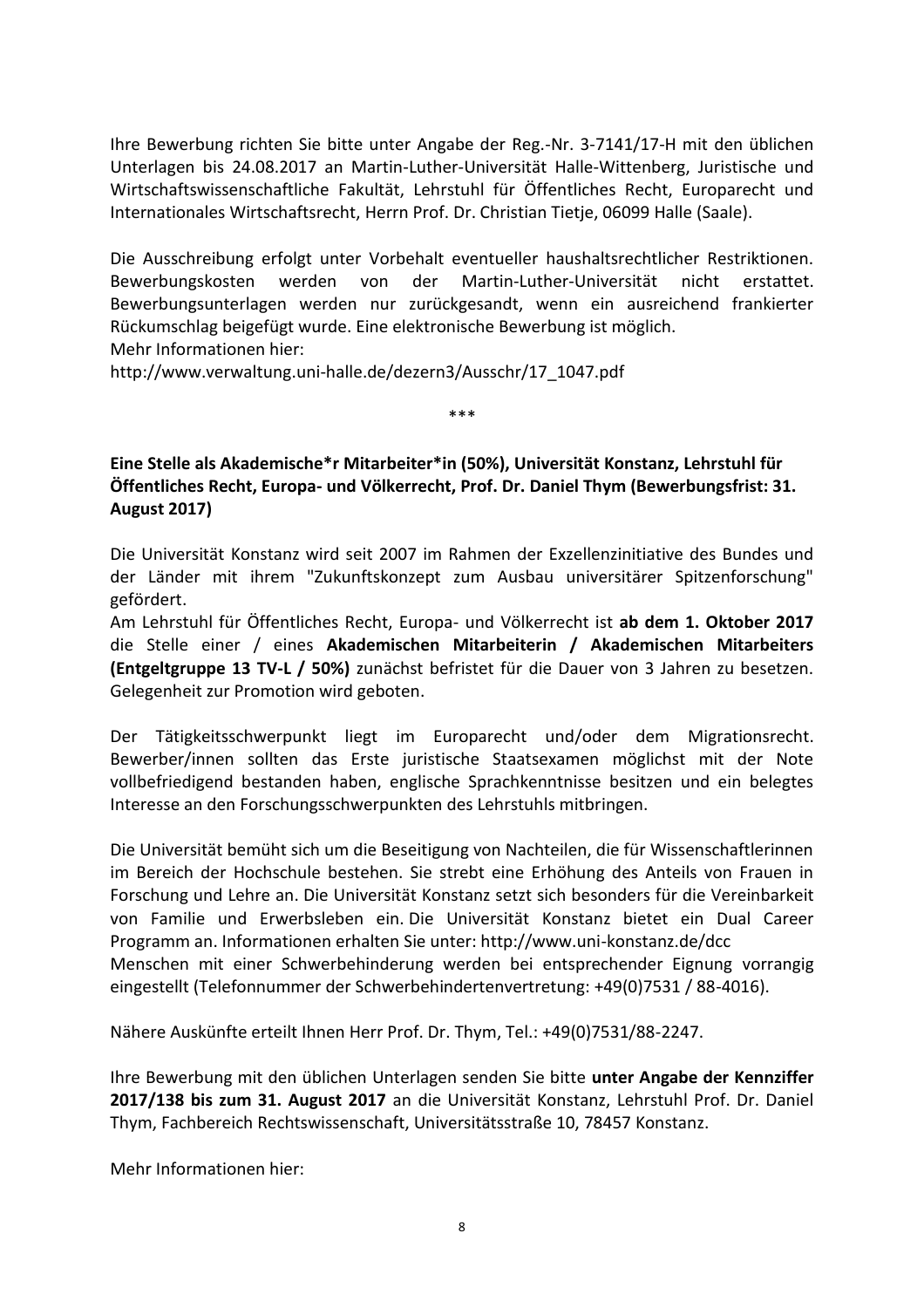Ihre Bewerbung richten Sie bitte unter Angabe der Reg.-Nr. 3-7141/17-H mit den üblichen Unterlagen bis 24.08.2017 an Martin-Luther-Universität Halle-Wittenberg, Juristische und Wirtschaftswissenschaftliche Fakultät, Lehrstuhl für Öffentliches Recht, Europarecht und Internationales Wirtschaftsrecht, Herrn Prof. Dr. Christian Tietje, 06099 Halle (Saale).

Die Ausschreibung erfolgt unter Vorbehalt eventueller haushaltsrechtlicher Restriktionen. Bewerbungskosten werden von der Martin-Luther-Universität nicht erstattet. Bewerbungsunterlagen werden nur zurückgesandt, wenn ein ausreichend frankierter Rückumschlag beigefügt wurde. Eine elektronische Bewerbung ist möglich.
Mehr Informationen hier:
http://www.verwaltung.uni-halle.de/dezern3/Ausschr/17_1047.pdf

***

**Eine Stelle als Akademische*r Mitarbeiter*in (50%), Universität Konstanz, Lehrstuhl für Öffentliches Recht, Europa- und Völkerrecht, Prof. Dr. Daniel Thym (Bewerbungsfrist: 31. August 2017)**

Die Universität Konstanz wird seit 2007 im Rahmen der Exzellenzinitiative des Bundes und der Länder mit ihrem "Zukunftskonzept zum Ausbau universitärer Spitzenforschung" gefördert.
Am Lehrstuhl für Öffentliches Recht, Europa- und Völkerrecht ist **ab dem 1. Oktober 2017** die Stelle einer / eines **Akademischen Mitarbeiterin / Akademischen Mitarbeiters (Entgeltgruppe 13 TV-L / 50%)** zunächst befristet für die Dauer von 3 Jahren zu besetzen. Gelegenheit zur Promotion wird geboten.

Der Tätigkeitsschwerpunkt liegt im Europarecht und/oder dem Migrationsrecht. Bewerber/innen sollten das Erste juristische Staatsexamen möglichst mit der Note vollbefriedigend bestanden haben, englische Sprachkenntnisse besitzen und ein belegtes Interesse an den Forschungsschwerpunkten des Lehrstuhls mitbringen.

Die Universität bemüht sich um die Beseitigung von Nachteilen, die für Wissenschaftlerinnen im Bereich der Hochschule bestehen. Sie strebt eine Erhöhung des Anteils von Frauen in Forschung und Lehre an. Die Universität Konstanz setzt sich besonders für die Vereinbarkeit von Familie und Erwerbsleben ein. Die Universität Konstanz bietet ein Dual Career Programm an. Informationen erhalten Sie unter: http://www.uni-konstanz.de/dcc
Menschen mit einer Schwerbehinderung werden bei entsprechender Eignung vorrangig eingestellt (Telefonnummer der Schwerbehindertenvertretung: +49(0)7531 / 88-4016).

Nähere Auskünfte erteilt Ihnen Herr Prof. Dr. Thym, Tel.: +49(0)7531/88-2247.

Ihre Bewerbung mit den üblichen Unterlagen senden Sie bitte **unter Angabe der Kennziffer 2017/138 bis zum 31. August 2017** an die Universität Konstanz, Lehrstuhl Prof. Dr. Daniel Thym, Fachbereich Rechtswissenschaft, Universitätsstraße 10, 78457 Konstanz.

Mehr Informationen hier: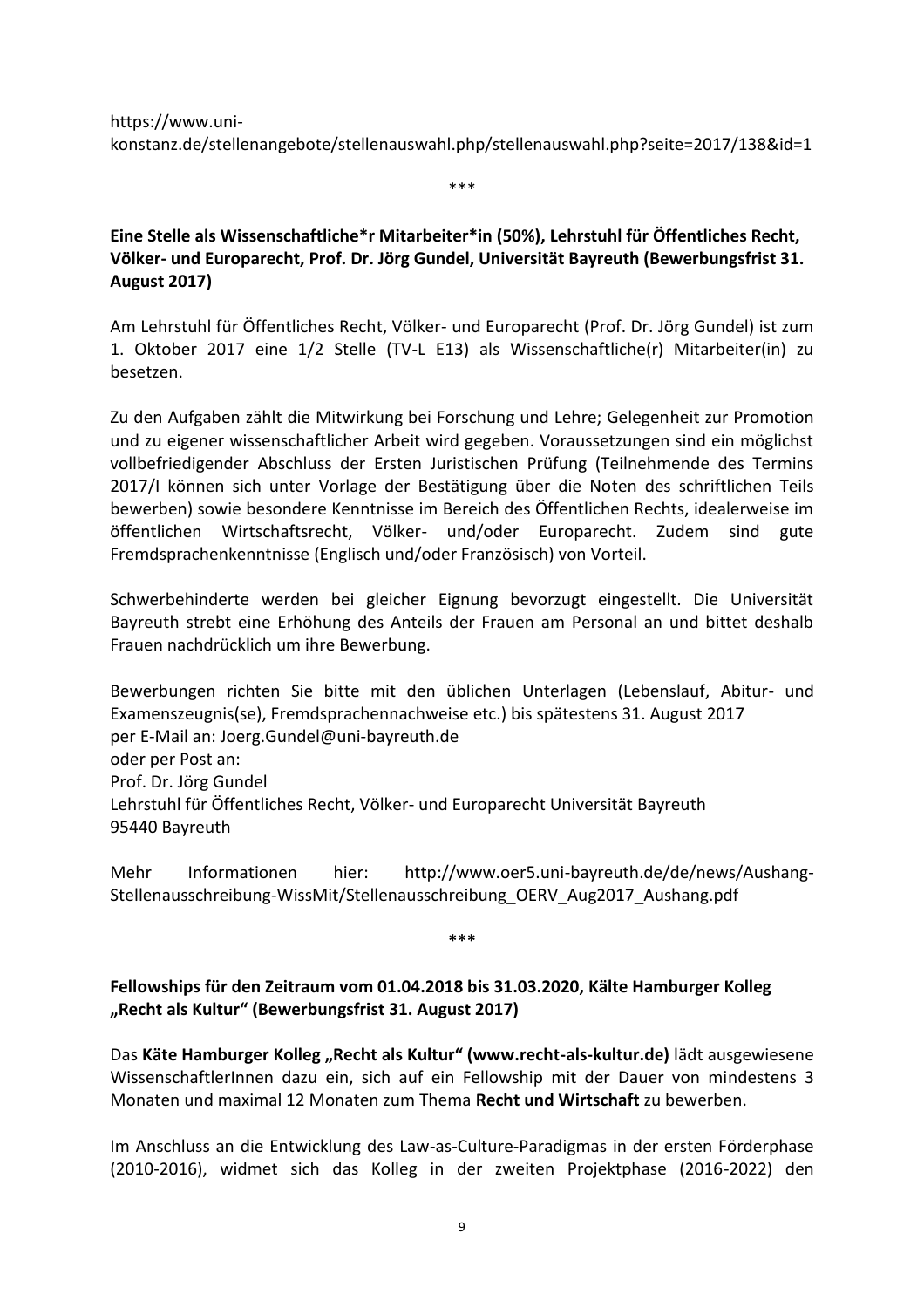https://www.uni-konstanz.de/stellenangebote/stellenauswahl.php/stellenauswahl.php?seite=2017/138&id=1

***

**Eine Stelle als Wissenschaftliche*r Mitarbeiter*in (50%), Lehrstuhl für Öffentliches Recht, Völker- und Europarecht, Prof. Dr. Jörg Gundel, Universität Bayreuth (Bewerbungsfrist 31. August 2017)**

Am Lehrstuhl für Öffentliches Recht, Völker- und Europarecht (Prof. Dr. Jörg Gundel) ist zum 1. Oktober 2017 eine 1/2 Stelle (TV-L E13) als Wissenschaftliche(r) Mitarbeiter(in) zu besetzen.

Zu den Aufgaben zählt die Mitwirkung bei Forschung und Lehre; Gelegenheit zur Promotion und zu eigener wissenschaftlicher Arbeit wird gegeben. Voraussetzungen sind ein möglichst vollbefriedigender Abschluss der Ersten Juristischen Prüfung (Teilnehmende des Termins 2017/I können sich unter Vorlage der Bestätigung über die Noten des schriftlichen Teils bewerben) sowie besondere Kenntnisse im Bereich des Öffentlichen Rechts, idealerweise im öffentlichen Wirtschaftsrecht, Völker- und/oder Europarecht. Zudem sind gute Fremdsprachenkenntnisse (Englisch und/oder Französisch) von Vorteil.

Schwerbehinderte werden bei gleicher Eignung bevorzugt eingestellt. Die Universität Bayreuth strebt eine Erhöhung des Anteils der Frauen am Personal an und bittet deshalb Frauen nachdrücklich um ihre Bewerbung.

Bewerbungen richten Sie bitte mit den üblichen Unterlagen (Lebenslauf, Abitur- und Examenszeugnis(se), Fremdsprachennachweise etc.) bis spätestens 31. August 2017
per E-Mail an: Joerg.Gundel@uni-bayreuth.de
oder per Post an:
Prof. Dr. Jörg Gundel
Lehrstuhl für Öffentliches Recht, Völker- und Europarecht Universität Bayreuth
95440 Bayreuth

Mehr Informationen hier: http://www.oer5.uni-bayreuth.de/de/news/Aushang-Stellenausschreibung-WissMit/Stellenausschreibung_OERV_Aug2017_Aushang.pdf

***

**Fellowships für den Zeitraum vom 01.04.2018 bis 31.03.2020, Kälte Hamburger Kolleg „Recht als Kultur" (Bewerbungsfrist 31. August 2017)**

Das **Käte Hamburger Kolleg „Recht als Kultur" (www.recht-als-kultur.de)** lädt ausgewiesene WissenschaftlerInnen dazu ein, sich auf ein Fellowship mit der Dauer von mindestens 3 Monaten und maximal 12 Monaten zum Thema **Recht und Wirtschaft** zu bewerben.

Im Anschluss an die Entwicklung des Law-as-Culture-Paradigmas in der ersten Förderphase (2010-2016), widmet sich das Kolleg in der zweiten Projektphase (2016-2022) den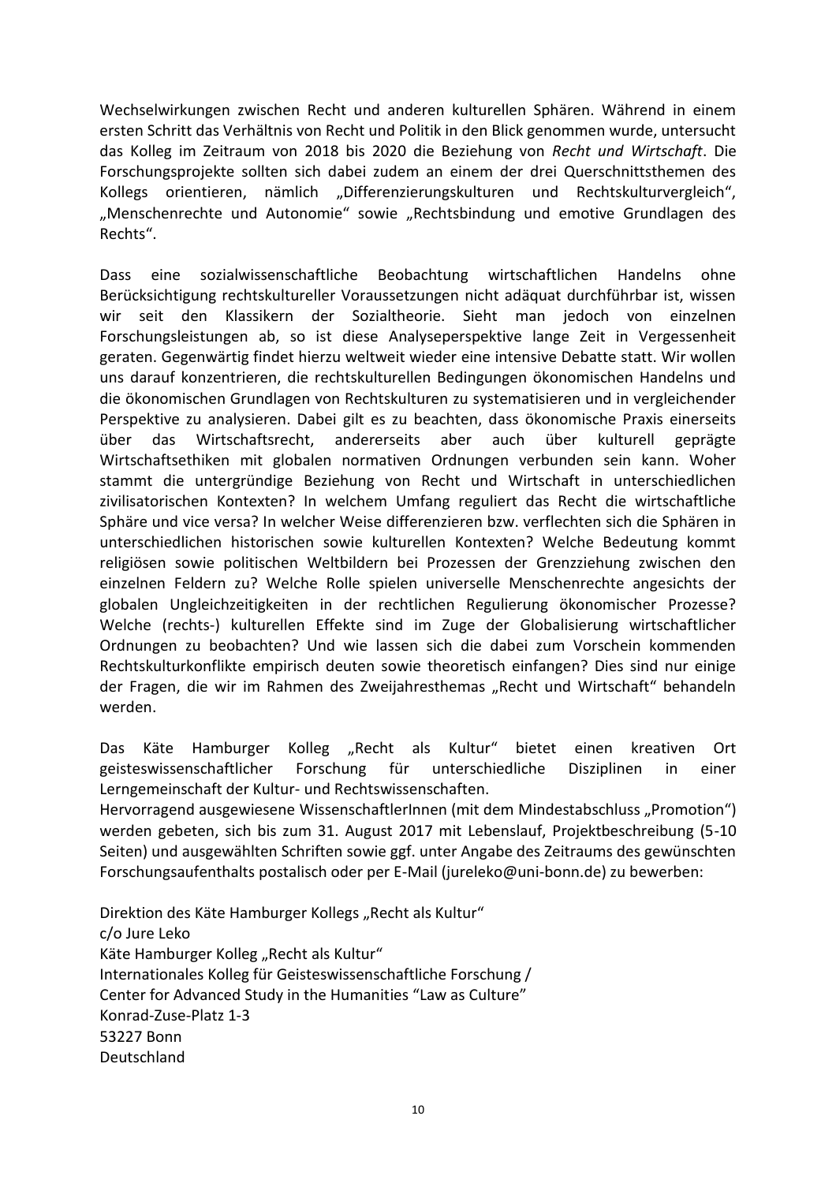Wechselwirkungen zwischen Recht und anderen kulturellen Sphären. Während in einem ersten Schritt das Verhältnis von Recht und Politik in den Blick genommen wurde, untersucht das Kolleg im Zeitraum von 2018 bis 2020 die Beziehung von *Recht und Wirtschaft*. Die Forschungsprojekte sollten sich dabei zudem an einem der drei Querschnittsthemen des Kollegs orientieren, nämlich „Differenzierungskulturen und Rechtskulturvergleich“, „Menschenrechte und Autonomie“ sowie „Rechtsbindung und emotive Grundlagen des Rechts“.

Dass eine sozialwissenschaftliche Beobachtung wirtschaftlichen Handelns ohne Berücksichtigung rechtskultureller Voraussetzungen nicht adäquat durchführbar ist, wissen wir seit den Klassikern der Sozialtheorie. Sieht man jedoch von einzelnen Forschungsleistungen ab, so ist diese Analyseperspektive lange Zeit in Vergessenheit geraten. Gegenwärtig findet hierzu weltweit wieder eine intensive Debatte statt. Wir wollen uns darauf konzentrieren, die rechtskulturellen Bedingungen ökonomischen Handelns und die ökonomischen Grundlagen von Rechtskulturen zu systematisieren und in vergleichender Perspektive zu analysieren. Dabei gilt es zu beachten, dass ökonomische Praxis einerseits über das Wirtschaftsrecht, andererseits aber auch über kulturell geprägte Wirtschaftsethiken mit globalen normativen Ordnungen verbunden sein kann. Woher stammt die untergründige Beziehung von Recht und Wirtschaft in unterschiedlichen zivilisatorischen Kontexten? In welchem Umfang reguliert das Recht die wirtschaftliche Sphäre und vice versa? In welcher Weise differenzieren bzw. verflechten sich die Sphären in unterschiedlichen historischen sowie kulturellen Kontexten? Welche Bedeutung kommt religiösen sowie politischen Weltbildern bei Prozessen der Grenzziehung zwischen den einzelnen Feldern zu? Welche Rolle spielen universelle Menschenrechte angesichts der globalen Ungleichzeitigkeiten in der rechtlichen Regulierung ökonomischer Prozesse? Welche (rechts-) kulturellen Effekte sind im Zuge der Globalisierung wirtschaftlicher Ordnungen zu beobachten? Und wie lassen sich die dabei zum Vorschein kommenden Rechtskulturkonflikte empirisch deuten sowie theoretisch einfangen? Dies sind nur einige der Fragen, die wir im Rahmen des Zweijahresthemas „Recht und Wirtschaft“ behandeln werden.

Das Käte Hamburger Kolleg „Recht als Kultur“ bietet einen kreativen Ort geisteswissenschaftlicher Forschung für unterschiedliche Disziplinen in einer Lerngemeinschaft der Kultur- und Rechtswissenschaften.
Hervorragend ausgewiesene WissenschaftlerInnen (mit dem Mindestabschluss „Promotion“) werden gebeten, sich bis zum 31. August 2017 mit Lebenslauf, Projektbeschreibung (5-10 Seiten) und ausgewählten Schriften sowie ggf. unter Angabe des Zeitraums des gewünschten Forschungsaufenthalts postalisch oder per E-Mail (jureleko@uni-bonn.de) zu bewerben:

Direktion des Käte Hamburger Kollegs „Recht als Kultur“
c/o Jure Leko
Käte Hamburger Kolleg „Recht als Kultur“
Internationales Kolleg für Geisteswissenschaftliche Forschung /
Center for Advanced Study in the Humanities “Law as Culture”
Konrad-Zuse-Platz 1-3
53227 Bonn
Deutschland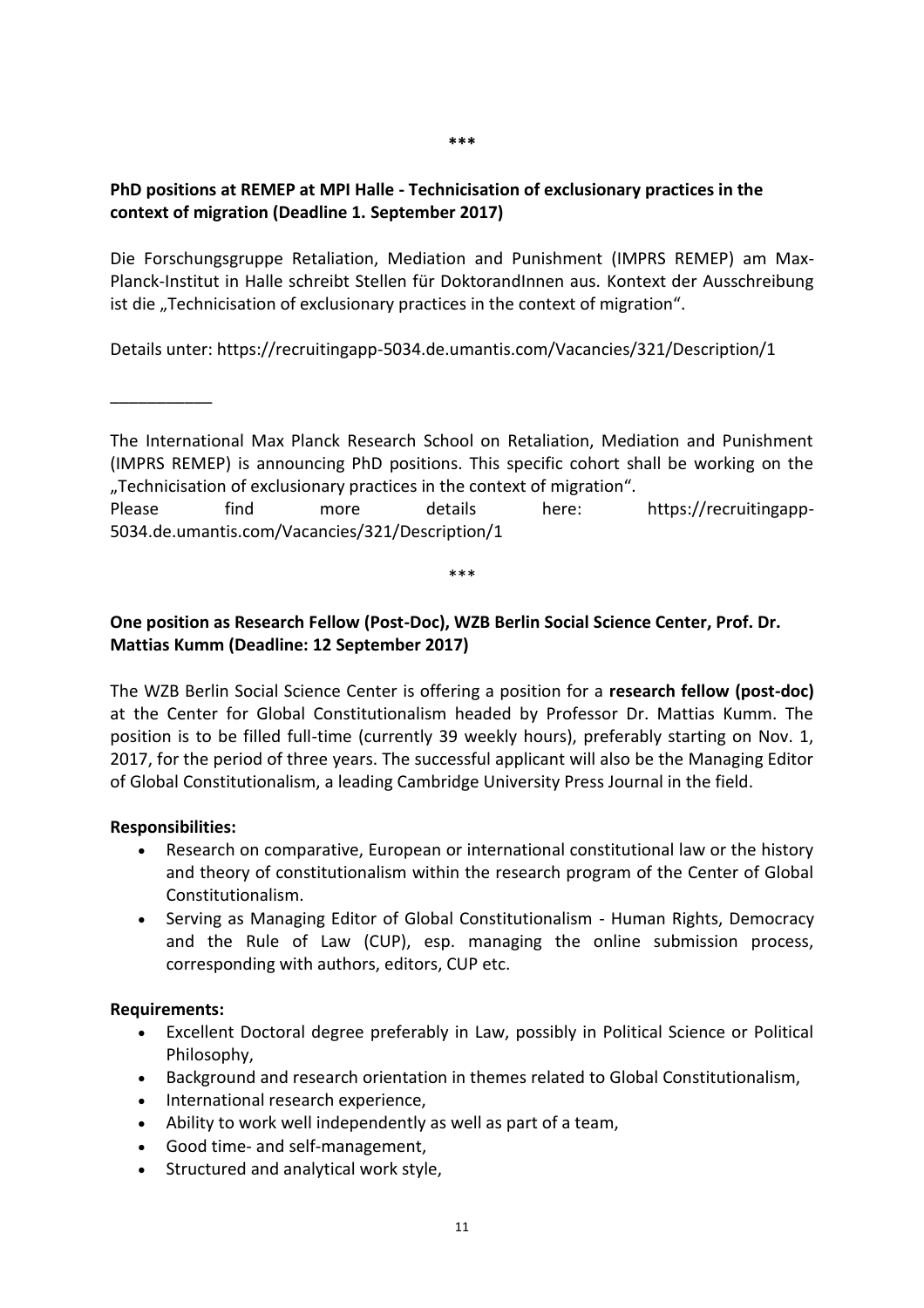\*\*\*

**PhD positions at REMEP at MPI Halle - Technicisation of exclusionary practices in the context of migration (Deadline 1. September 2017)**

Die Forschungsgruppe Retaliation, Mediation and Punishment (IMPRS REMEP) am Max-Planck-Institut in Halle schreibt Stellen für DoktorandInnen aus. Kontext der Ausschreibung ist die „Technicisation of exclusionary practices in the context of migration".

Details unter: https://recruitingapp-5034.de.umantis.com/Vacancies/321/Description/1

___________

The International Max Planck Research School on Retaliation, Mediation and Punishment (IMPRS REMEP) is announcing PhD positions. This specific cohort shall be working on the „Technicisation of exclusionary practices in the context of migration".
Please find more details here: https://recruitingapp-5034.de.umantis.com/Vacancies/321/Description/1

\*\*\*

**One position as Research Fellow (Post-Doc), WZB Berlin Social Science Center, Prof. Dr. Mattias Kumm (Deadline: 12 September 2017)**

The WZB Berlin Social Science Center is offering a position for a **research fellow (post-doc)** at the Center for Global Constitutionalism headed by Professor Dr. Mattias Kumm. The position is to be filled full-time (currently 39 weekly hours), preferably starting on Nov. 1, 2017, for the period of three years. The successful applicant will also be the Managing Editor of Global Constitutionalism, a leading Cambridge University Press Journal in the field.

**Responsibilities:**

- Research on comparative, European or international constitutional law or the history and theory of constitutionalism within the research program of the Center of Global Constitutionalism.
- Serving as Managing Editor of Global Constitutionalism - Human Rights, Democracy and the Rule of Law (CUP), esp. managing the online submission process, corresponding with authors, editors, CUP etc.

**Requirements:**

- Excellent Doctoral degree preferably in Law, possibly in Political Science or Political Philosophy,
- Background and research orientation in themes related to Global Constitutionalism,
- International research experience,
- Ability to work well independently as well as part of a team,
- Good time- and self-management,
- Structured and analytical work style,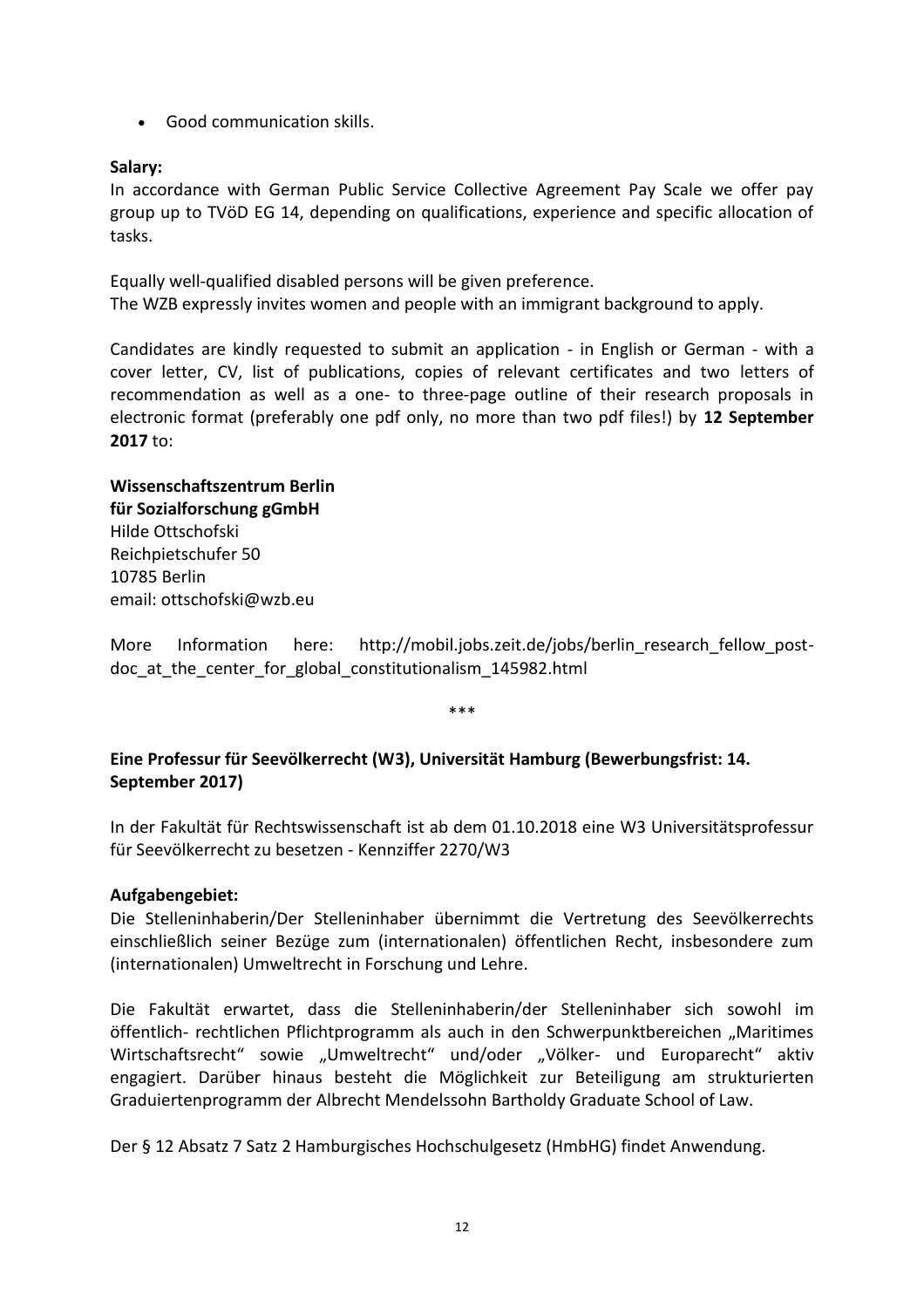- Good communication skills.

**Salary:**
In accordance with German Public Service Collective Agreement Pay Scale we offer pay group up to TVöD EG 14, depending on qualifications, experience and specific allocation of tasks.

Equally well-qualified disabled persons will be given preference.
The WZB expressly invites women and people with an immigrant background to apply.

Candidates are kindly requested to submit an application - in English or German - with a cover letter, CV, list of publications, copies of relevant certificates and two letters of recommendation as well as a one- to three-page outline of their research proposals in electronic format (preferably one pdf only, no more than two pdf files!) by **12 September 2017** to:

**Wissenschaftszentrum Berlin**
**für Sozialforschung gGmbH**
Hilde Ottschofski
Reichpietschufer 50
10785 Berlin
email: ottschofski@wzb.eu

More Information here: http://mobil.jobs.zeit.de/jobs/berlin_research_fellow_post-doc_at_the_center_for_global_constitutionalism_145982.html

\*\*\*

**Eine Professur für Seevölkerrecht (W3), Universität Hamburg (Bewerbungsfrist: 14. September 2017)**

In der Fakultät für Rechtswissenschaft ist ab dem 01.10.2018 eine W3 Universitätsprofessur für Seevölkerrecht zu besetzen - Kennziffer 2270/W3

**Aufgabengebiet:**
Die Stelleninhaberin/Der Stelleninhaber übernimmt die Vertretung des Seevölkerrechts einschließlich seiner Bezüge zum (internationalen) öffentlichen Recht, insbesondere zum (internationalen) Umweltrecht in Forschung und Lehre.

Die Fakultät erwartet, dass die Stelleninhaberin/der Stelleninhaber sich sowohl im öffentlich- rechtlichen Pflichtprogramm als auch in den Schwerpunktbereichen „Maritimes Wirtschaftsrecht“ sowie „Umweltrecht“ und/oder „Völker- und Europarecht“ aktiv engagiert. Darüber hinaus besteht die Möglichkeit zur Beteiligung am strukturierten Graduiertenprogramm der Albrecht Mendelssohn Bartholdy Graduate School of Law.

Der § 12 Absatz 7 Satz 2 Hamburgisches Hochschulgesetz (HmbHG) findet Anwendung.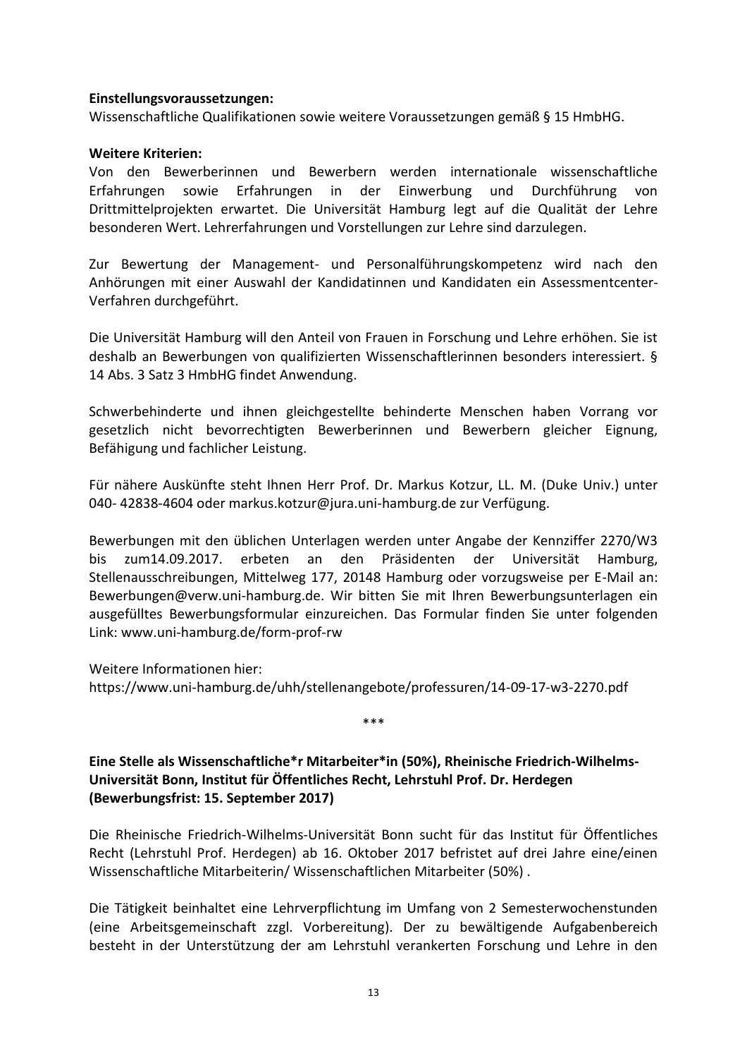**Einstellungsvoraussetzungen:**
Wissenschaftliche Qualifikationen sowie weitere Voraussetzungen gemäß § 15 HmbHG.

**Weitere Kriterien:**
Von den Bewerberinnen und Bewerbern werden internationale wissenschaftliche Erfahrungen sowie Erfahrungen in der Einwerbung und Durchführung von Drittmittelprojekten erwartet. Die Universität Hamburg legt auf die Qualität der Lehre besonderen Wert. Lehrerfahrungen und Vorstellungen zur Lehre sind darzulegen.

Zur Bewertung der Management- und Personalführungskompetenz wird nach den Anhörungen mit einer Auswahl der Kandidatinnen und Kandidaten ein Assessmentcenter-Verfahren durchgeführt.

Die Universität Hamburg will den Anteil von Frauen in Forschung und Lehre erhöhen. Sie ist deshalb an Bewerbungen von qualifizierten Wissenschaftlerinnen besonders interessiert. § 14 Abs. 3 Satz 3 HmbHG findet Anwendung.

Schwerbehinderte und ihnen gleichgestellte behinderte Menschen haben Vorrang vor gesetzlich nicht bevorrechtigten Bewerberinnen und Bewerbern gleicher Eignung, Befähigung und fachlicher Leistung.

Für nähere Auskünfte steht Ihnen Herr Prof. Dr. Markus Kotzur, LL. M. (Duke Univ.) unter 040- 42838-4604 oder markus.kotzur@jura.uni-hamburg.de zur Verfügung.

Bewerbungen mit den üblichen Unterlagen werden unter Angabe der Kennziffer 2270/W3 bis zum14.09.2017. erbeten an den Präsidenten der Universität Hamburg, Stellenausschreibungen, Mittelweg 177, 20148 Hamburg oder vorzugsweise per E-Mail an: Bewerbungen@verw.uni-hamburg.de. Wir bitten Sie mit Ihren Bewerbungsunterlagen ein ausgefülltes Bewerbungsformular einzureichen. Das Formular finden Sie unter folgenden Link: www.uni-hamburg.de/form-prof-rw

Weitere Informationen hier:
https://www.uni-hamburg.de/uhh/stellenangebote/professuren/14-09-17-w3-2270.pdf

***

**Eine Stelle als Wissenschaftliche*r Mitarbeiter*in (50%), Rheinische Friedrich-Wilhelms-Universität Bonn, Institut für Öffentliches Recht, Lehrstuhl Prof. Dr. Herdegen (Bewerbungsfrist: 15. September 2017)**

Die Rheinische Friedrich-Wilhelms-Universität Bonn sucht für das Institut für Öffentliches Recht (Lehrstuhl Prof. Herdegen) ab 16. Oktober 2017 befristet auf drei Jahre eine/einen Wissenschaftliche Mitarbeiterin/ Wissenschaftlichen Mitarbeiter (50%) .

Die Tätigkeit beinhaltet eine Lehrverpflichtung im Umfang von 2 Semesterwochenstunden (eine Arbeitsgemeinschaft zzgl. Vorbereitung). Der zu bewältigende Aufgabenbereich besteht in der Unterstützung der am Lehrstuhl verankerten Forschung und Lehre in den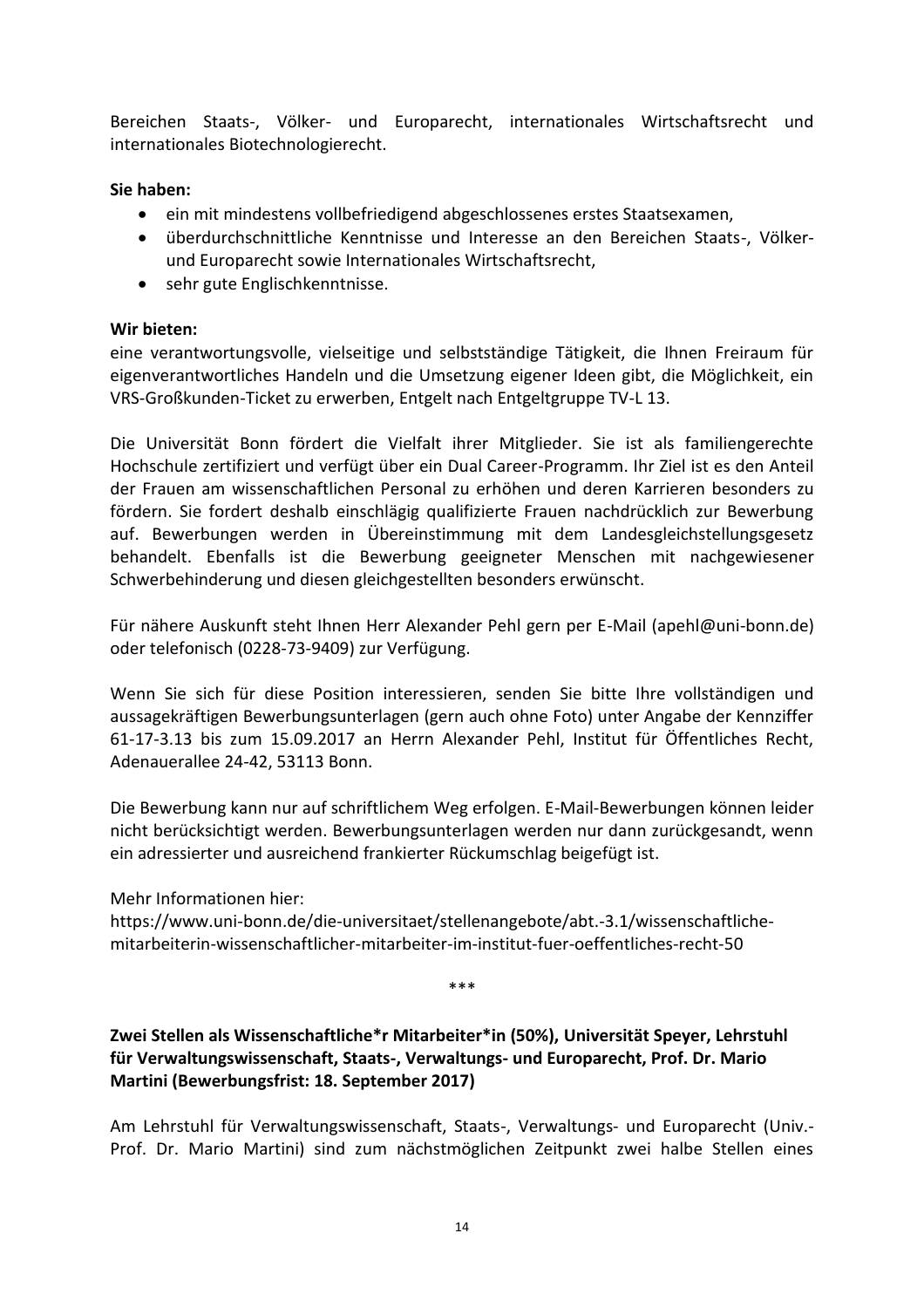Bereichen Staats-, Völker- und Europarecht, internationales Wirtschaftsrecht und internationales Biotechnologierecht.

**Sie haben:**

- ein mit mindestens vollbefriedigend abgeschlossenes erstes Staatsexamen,
- überdurchschnittliche Kenntnisse und Interesse an den Bereichen Staats-, Völker- und Europarecht sowie Internationales Wirtschaftsrecht,
- sehr gute Englischkenntnisse.

**Wir bieten:**

eine verantwortungsvolle, vielseitige und selbstständige Tätigkeit, die Ihnen Freiraum für eigenverantwortliches Handeln und die Umsetzung eigener Ideen gibt, die Möglichkeit, ein VRS-Großkunden-Ticket zu erwerben, Entgelt nach Entgeltgruppe TV-L 13.

Die Universität Bonn fördert die Vielfalt ihrer Mitglieder. Sie ist als familiengerechte Hochschule zertifiziert und verfügt über ein Dual Career-Programm. Ihr Ziel ist es den Anteil der Frauen am wissenschaftlichen Personal zu erhöhen und deren Karrieren besonders zu fördern. Sie fordert deshalb einschlägig qualifizierte Frauen nachdrücklich zur Bewerbung auf. Bewerbungen werden in Übereinstimmung mit dem Landesgleichstellungsgesetz behandelt. Ebenfalls ist die Bewerbung geeigneter Menschen mit nachgewiesener Schwerbehinderung und diesen gleichgestellten besonders erwünscht.

Für nähere Auskunft steht Ihnen Herr Alexander Pehl gern per E-Mail (apehl@uni-bonn.de) oder telefonisch (0228-73-9409) zur Verfügung.

Wenn Sie sich für diese Position interessieren, senden Sie bitte Ihre vollständigen und aussagekräftigen Bewerbungsunterlagen (gern auch ohne Foto) unter Angabe der Kennziffer 61-17-3.13 bis zum 15.09.2017 an Herrn Alexander Pehl, Institut für Öffentliches Recht, Adenauerallee 24-42, 53113 Bonn.

Die Bewerbung kann nur auf schriftlichem Weg erfolgen. E-Mail-Bewerbungen können leider nicht berücksichtigt werden. Bewerbungsunterlagen werden nur dann zurückgesandt, wenn ein adressierter und ausreichend frankierter Rückumschlag beigefügt ist.

Mehr Informationen hier:
https://www.uni-bonn.de/die-universitaet/stellenangebote/abt.-3.1/wissenschaftliche-mitarbeiterin-wissenschaftlicher-mitarbeiter-im-institut-fuer-oeffentliches-recht-50

\*\*\*

**Zwei Stellen als Wissenschaftliche*r Mitarbeiter*in (50%), Universität Speyer, Lehrstuhl für Verwaltungswissenschaft, Staats-, Verwaltungs- und Europarecht, Prof. Dr. Mario Martini (Bewerbungsfrist: 18. September 2017)**

Am Lehrstuhl für Verwaltungswissenschaft, Staats-, Verwaltungs- und Europarecht (Univ.-Prof. Dr. Mario Martini) sind zum nächstmöglichen Zeitpunkt zwei halbe Stellen eines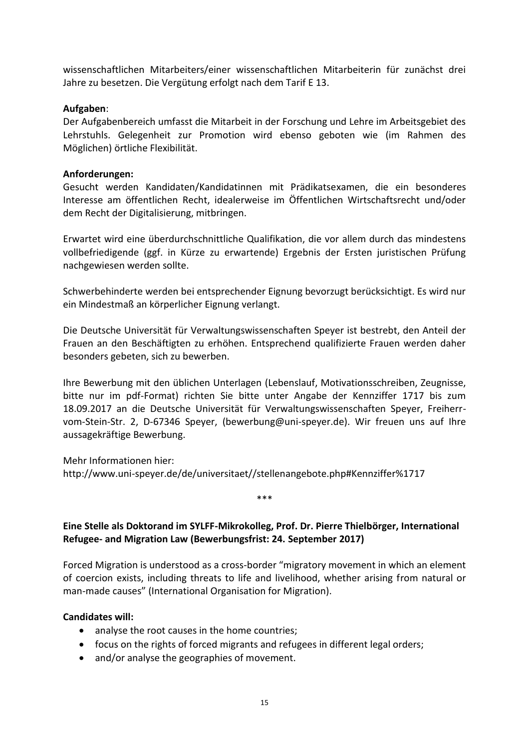wissenschaftlichen Mitarbeiters/einer wissenschaftlichen Mitarbeiterin für zunächst drei Jahre zu besetzen. Die Vergütung erfolgt nach dem Tarif E 13.

**Aufgaben**:
Der Aufgabenbereich umfasst die Mitarbeit in der Forschung und Lehre im Arbeitsgebiet des Lehrstuhls. Gelegenheit zur Promotion wird ebenso geboten wie (im Rahmen des Möglichen) örtliche Flexibilität.

**Anforderungen:**
Gesucht werden Kandidaten/Kandidatinnen mit Prädikatsexamen, die ein besonderes Interesse am öffentlichen Recht, idealerweise im Öffentlichen Wirtschaftsrecht und/oder dem Recht der Digitalisierung, mitbringen.

Erwartet wird eine überdurchschnittliche Qualifikation, die vor allem durch das mindestens vollbefriedigende (ggf. in Kürze zu erwartende) Ergebnis der Ersten juristischen Prüfung nachgewiesen werden sollte.

Schwerbehinderte werden bei entsprechender Eignung bevorzugt berücksichtigt. Es wird nur ein Mindestmaß an körperlicher Eignung verlangt.

Die Deutsche Universität für Verwaltungswissenschaften Speyer ist bestrebt, den Anteil der Frauen an den Beschäftigten zu erhöhen. Entsprechend qualifizierte Frauen werden daher besonders gebeten, sich zu bewerben.

Ihre Bewerbung mit den üblichen Unterlagen (Lebenslauf, Motivationsschreiben, Zeugnisse, bitte nur im pdf-Format) richten Sie bitte unter Angabe der Kennziffer 1717 bis zum 18.09.2017 an die Deutsche Universität für Verwaltungswissenschaften Speyer, Freiherr-vom-Stein-Str. 2, D-67346 Speyer, (bewerbung@uni-speyer.de). Wir freuen uns auf Ihre aussagekräftige Bewerbung.

Mehr Informationen hier:
http://www.uni-speyer.de/de/universitaet//stellenangebote.php#Kennziffer%1717

\*\*\*

**Eine Stelle als Doktorand im SYLFF-Mikrokolleg, Prof. Dr. Pierre Thielbörger, International Refugee- and Migration Law (Bewerbungsfrist: 24. September 2017)**

Forced Migration is understood as a cross-border "migratory movement in which an element of coercion exists, including threats to life and livelihood, whether arising from natural or man-made causes" (International Organisation for Migration).

**Candidates will:**

- analyse the root causes in the home countries;
- focus on the rights of forced migrants and refugees in different legal orders;
- and/or analyse the geographies of movement.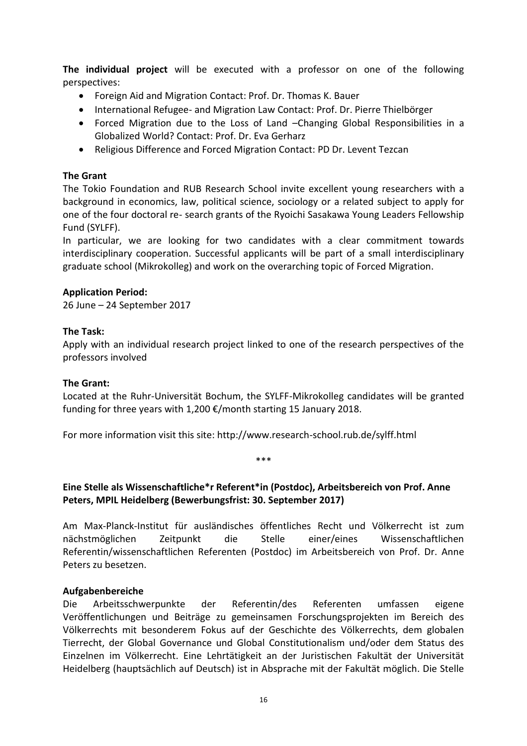**The individual project** will be executed with a professor on one of the following perspectives:

- Foreign Aid and Migration Contact: Prof. Dr. Thomas K. Bauer
- International Refugee- and Migration Law Contact: Prof. Dr. Pierre Thielbörger
- Forced Migration due to the Loss of Land –Changing Global Responsibilities in a Globalized World? Contact: Prof. Dr. Eva Gerharz
- Religious Difference and Forced Migration Contact: PD Dr. Levent Tezcan

**The Grant**

The Tokio Foundation and RUB Research School invite excellent young researchers with a background in economics, law, political science, sociology or a related subject to apply for one of the four doctoral re- search grants of the Ryoichi Sasakawa Young Leaders Fellowship Fund (SYLFF).

In particular, we are looking for two candidates with a clear commitment towards interdisciplinary cooperation. Successful applicants will be part of a small interdisciplinary graduate school (Mikrokolleg) and work on the overarching topic of Forced Migration.

**Application Period:**

26 June – 24 September 2017

**The Task:**

Apply with an individual research project linked to one of the research perspectives of the professors involved

**The Grant:**

Located at the Ruhr-Universität Bochum, the SYLFF-Mikrokolleg candidates will be granted funding for three years with 1,200 €/month starting 15 January 2018.

For more information visit this site: http://www.research-school.rub.de/sylff.html

\*\*\*

**Eine Stelle als Wissenschaftliche*r Referent*in (Postdoc), Arbeitsbereich von Prof. Anne Peters, MPIL Heidelberg (Bewerbungsfrist: 30. September 2017)**

Am Max-Planck-Institut für ausländisches öffentliches Recht und Völkerrecht ist zum nächstmöglichen Zeitpunkt die Stelle einer/eines Wissenschaftlichen Referentin/wissenschaftlichen Referenten (Postdoc) im Arbeitsbereich von Prof. Dr. Anne Peters zu besetzen.

**Aufgabenbereiche**

Die Arbeitsschwerpunkte der Referentin/des Referenten umfassen eigene Veröffentlichungen und Beiträge zu gemeinsamen Forschungsprojekten im Bereich des Völkerrechts mit besonderem Fokus auf der Geschichte des Völkerrechts, dem globalen Tierrecht, der Global Governance und Global Constitutionalism und/oder dem Status des Einzelnen im Völkerrecht. Eine Lehrtätigkeit an der Juristischen Fakultät der Universität Heidelberg (hauptsächlich auf Deutsch) ist in Absprache mit der Fakultät möglich. Die Stelle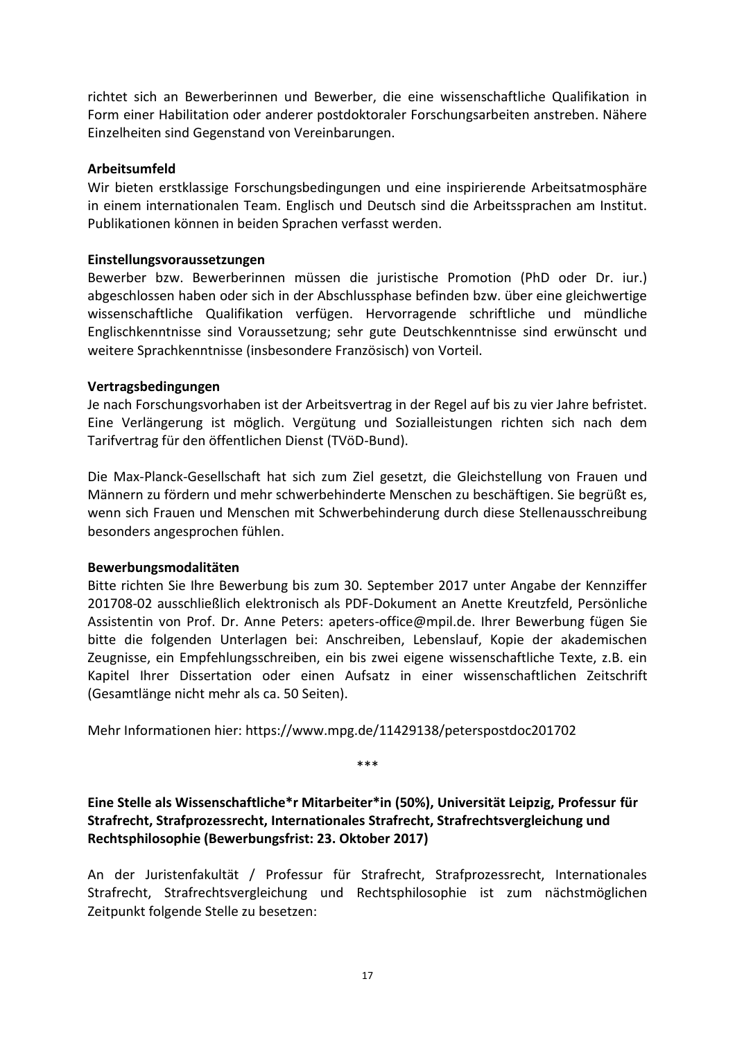richtet sich an Bewerberinnen und Bewerber, die eine wissenschaftliche Qualifikation in Form einer Habilitation oder anderer postdoktoraler Forschungsarbeiten anstreben. Nähere Einzelheiten sind Gegenstand von Vereinbarungen.

**Arbeitsumfeld**

Wir bieten erstklassige Forschungsbedingungen und eine inspirierende Arbeitsatmosphäre in einem internationalen Team. Englisch und Deutsch sind die Arbeitssprachen am Institut. Publikationen können in beiden Sprachen verfasst werden.

**Einstellungsvoraussetzungen**

Bewerber bzw. Bewerberinnen müssen die juristische Promotion (PhD oder Dr. iur.) abgeschlossen haben oder sich in der Abschlussphase befinden bzw. über eine gleichwertige wissenschaftliche Qualifikation verfügen. Hervorragende schriftliche und mündliche Englischkenntnisse sind Voraussetzung; sehr gute Deutschkenntnisse sind erwünscht und weitere Sprachkenntnisse (insbesondere Französisch) von Vorteil.

**Vertragsbedingungen**

Je nach Forschungsvorhaben ist der Arbeitsvertrag in der Regel auf bis zu vier Jahre befristet. Eine Verlängerung ist möglich. Vergütung und Sozialleistungen richten sich nach dem Tarifvertrag für den öffentlichen Dienst (TVöD-Bund).

Die Max-Planck-Gesellschaft hat sich zum Ziel gesetzt, die Gleichstellung von Frauen und Männern zu fördern und mehr schwerbehinderte Menschen zu beschäftigen. Sie begrüßt es, wenn sich Frauen und Menschen mit Schwerbehinderung durch diese Stellenausschreibung besonders angesprochen fühlen.

**Bewerbungsmodalitäten**

Bitte richten Sie Ihre Bewerbung bis zum 30. September 2017 unter Angabe der Kennziffer 201708-02 ausschließlich elektronisch als PDF-Dokument an Anette Kreutzfeld, Persönliche Assistentin von Prof. Dr. Anne Peters: apeters-office@mpil.de. Ihrer Bewerbung fügen Sie bitte die folgenden Unterlagen bei: Anschreiben, Lebenslauf, Kopie der akademischen Zeugnisse, ein Empfehlungsschreiben, ein bis zwei eigene wissenschaftliche Texte, z.B. ein Kapitel Ihrer Dissertation oder einen Aufsatz in einer wissenschaftlichen Zeitschrift (Gesamtlänge nicht mehr als ca. 50 Seiten).

Mehr Informationen hier: https://www.mpg.de/11429138/peterspostdoc201702

\*\*\*

**Eine Stelle als Wissenschaftliche*r Mitarbeiter*in (50%), Universität Leipzig, Professur für Strafrecht, Strafprozessrecht, Internationales Strafrecht, Strafrechtsvergleichung und Rechtsphilosophie (Bewerbungsfrist: 23. Oktober 2017)**

An der Juristenfakultät / Professur für Strafrecht, Strafprozessrecht, Internationales Strafrecht, Strafrechtsvergleichung und Rechtsphilosophie ist zum nächstmöglichen Zeitpunkt folgende Stelle zu besetzen: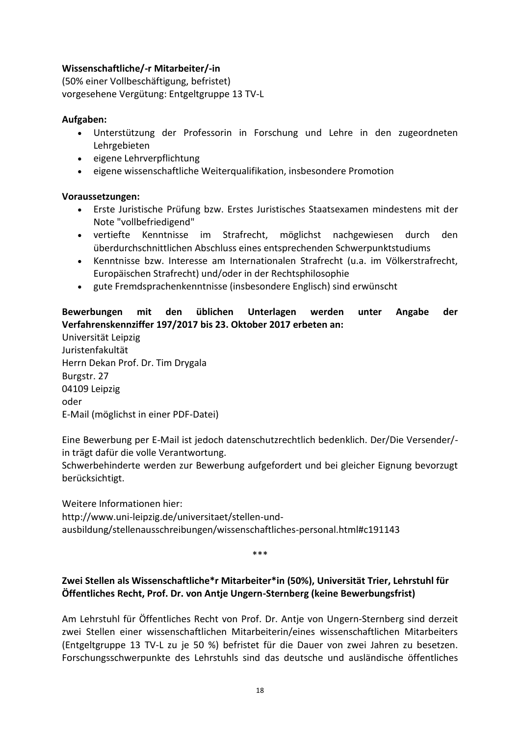**Wissenschaftliche/-r Mitarbeiter/-in**
(50% einer Vollbeschäftigung, befristet)
vorgesehene Vergütung: Entgeltgruppe 13 TV-L

**Aufgaben:**

- Unterstützung der Professorin in Forschung und Lehre in den zugeordneten Lehrgebieten
- eigene Lehrverpflichtung
- eigene wissenschaftliche Weiterqualifikation, insbesondere Promotion

**Voraussetzungen:**

- Erste Juristische Prüfung bzw. Erstes Juristisches Staatsexamen mindestens mit der Note "vollbefriedigend"
- vertiefte Kenntnisse im Strafrecht, möglichst nachgewiesen durch den überdurchschnittlichen Abschluss eines entsprechenden Schwerpunktstudiums
- Kenntnisse bzw. Interesse am Internationalen Strafrecht (u.a. im Völkerstrafrecht, Europäischen Strafrecht) und/oder in der Rechtsphilosophie
- gute Fremdsprachenkenntnisse (insbesondere Englisch) sind erwünscht

**Bewerbungen mit den üblichen Unterlagen werden unter Angabe der Verfahrenskennziffer 197/2017 bis 23. Oktober 2017 erbeten an:**
Universität Leipzig
Juristenfakultät
Herrn Dekan Prof. Dr. Tim Drygala
Burgstr. 27
04109 Leipzig
oder
E-Mail (möglichst in einer PDF-Datei)

Eine Bewerbung per E-Mail ist jedoch datenschutzrechtlich bedenklich. Der/Die Versender/-in trägt dafür die volle Verantwortung.
Schwerbehinderte werden zur Bewerbung aufgefordert und bei gleicher Eignung bevorzugt berücksichtigt.

Weitere Informationen hier:
http://www.uni-leipzig.de/universitaet/stellen-und-ausbildung/stellenausschreibungen/wissenschaftliches-personal.html#c191143

***

**Zwei Stellen als Wissenschaftliche*r Mitarbeiter*in (50%), Universität Trier, Lehrstuhl für Öffentliches Recht, Prof. Dr. von Antje Ungern-Sternberg (keine Bewerbungsfrist)**

Am Lehrstuhl für Öffentliches Recht von Prof. Dr. Antje von Ungern-Sternberg sind derzeit zwei Stellen einer wissenschaftlichen Mitarbeiterin/eines wissenschaftlichen Mitarbeiters (Entgeltgruppe 13 TV-L zu je 50 %) befristet für die Dauer von zwei Jahren zu besetzen. Forschungsschwerpunkte des Lehrstuhls sind das deutsche und ausländische öffentliches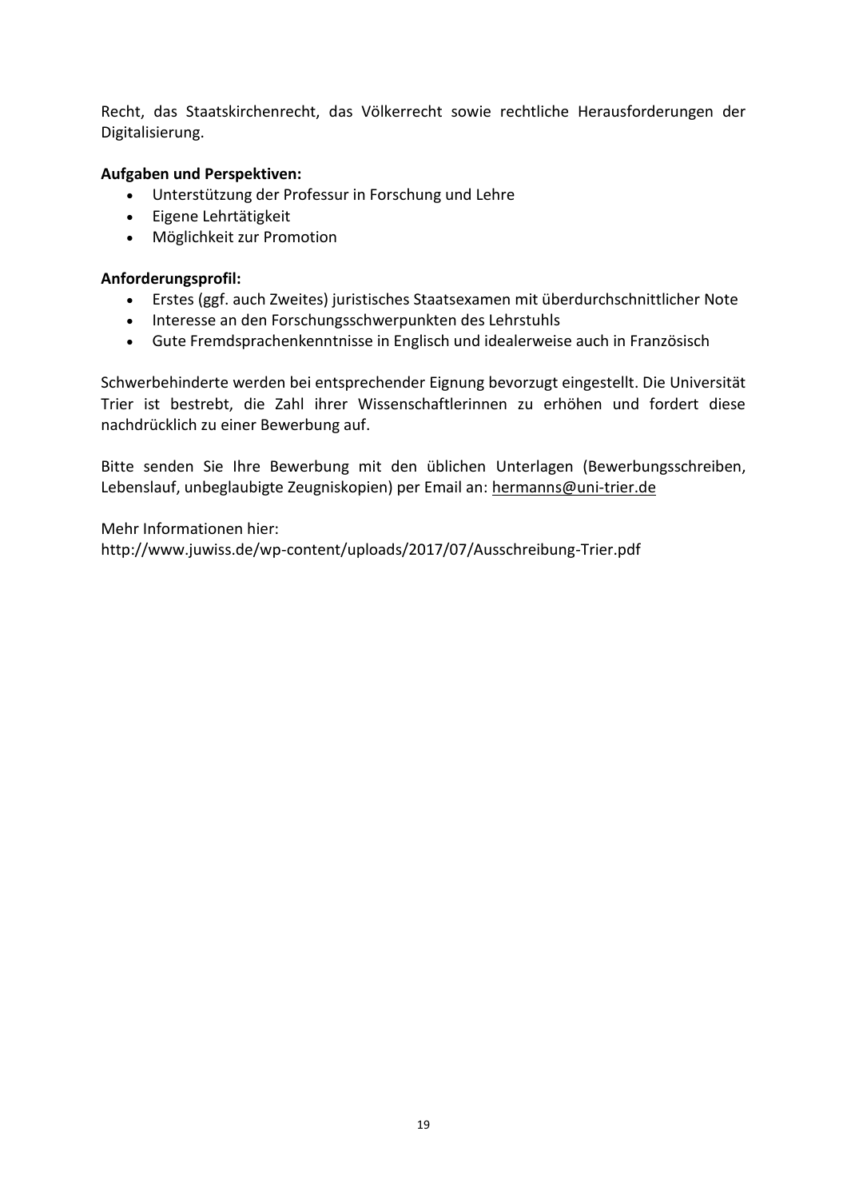Recht, das Staatskirchenrecht, das Völkerrecht sowie rechtliche Herausforderungen der Digitalisierung.

**Aufgaben und Perspektiven:**

- Unterstützung der Professur in Forschung und Lehre
- Eigene Lehrtätigkeit
- Möglichkeit zur Promotion

**Anforderungsprofil:**

- Erstes (ggf. auch Zweites) juristisches Staatsexamen mit überdurchschnittlicher Note
- Interesse an den Forschungsschwerpunkten des Lehrstuhls
- Gute Fremdsprachenkenntnisse in Englisch und idealerweise auch in Französisch

Schwerbehinderte werden bei entsprechender Eignung bevorzugt eingestellt. Die Universität Trier ist bestrebt, die Zahl ihrer Wissenschaftlerinnen zu erhöhen und fordert diese nachdrücklich zu einer Bewerbung auf.

Bitte senden Sie Ihre Bewerbung mit den üblichen Unterlagen (Bewerbungsschreiben, Lebenslauf, unbeglaubigte Zeugniskopien) per Email an: hermanns@uni-trier.de

Mehr Informationen hier:
http://www.juwiss.de/wp-content/uploads/2017/07/Ausschreibung-Trier.pdf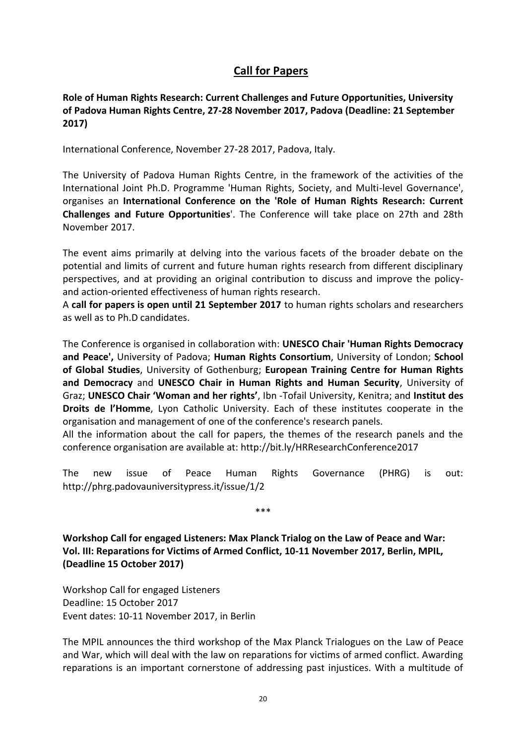## Call for Papers

**Role of Human Rights Research: Current Challenges and Future Opportunities, University of Padova Human Rights Centre, 27-28 November 2017, Padova (Deadline: 21 September 2017)**

International Conference, November 27-28 2017, Padova, Italy.

The University of Padova Human Rights Centre, in the framework of the activities of the International Joint Ph.D. Programme 'Human Rights, Society, and Multi-level Governance', organises an **International Conference on the 'Role of Human Rights Research: Current Challenges and Future Opportunities**'. The Conference will take place on 27th and 28th November 2017.

The event aims primarily at delving into the various facets of the broader debate on the potential and limits of current and future human rights research from different disciplinary perspectives, and at providing an original contribution to discuss and improve the policy- and action-oriented effectiveness of human rights research.
A **call for papers is open until 21 September 2017** to human rights scholars and researchers as well as to Ph.D candidates.

The Conference is organised in collaboration with: **UNESCO Chair 'Human Rights Democracy and Peace',** University of Padova; **Human Rights Consortium**, University of London; **School of Global Studies**, University of Gothenburg; **European Training Centre for Human Rights and Democracy** and **UNESCO Chair in Human Rights and Human Security**, University of Graz; **UNESCO Chair 'Woman and her rights'**, Ibn -Tofail University, Kenitra; and **Institut des Droits de l'Homme**, Lyon Catholic University. Each of these institutes cooperate in the organisation and management of one of the conference's research panels.
All the information about the call for papers, the themes of the research panels and the conference organisation are available at: http://bit.ly/HRResearchConference2017

The new issue of Peace Human Rights Governance (PHRG) is out: http://phrg.padovauniversitypress.it/issue/1/2

\*\*\*

**Workshop Call for engaged Listeners: Max Planck Trialog on the Law of Peace and War: Vol. III: Reparations for Victims of Armed Conflict, 10-11 November 2017, Berlin, MPIL, (Deadline 15 October 2017)**

Workshop Call for engaged Listeners
Deadline: 15 October 2017
Event dates: 10-11 November 2017, in Berlin

The MPIL announces the third workshop of the Max Planck Trialogues on the Law of Peace and War, which will deal with the law on reparations for victims of armed conflict. Awarding reparations is an important cornerstone of addressing past injustices. With a multitude of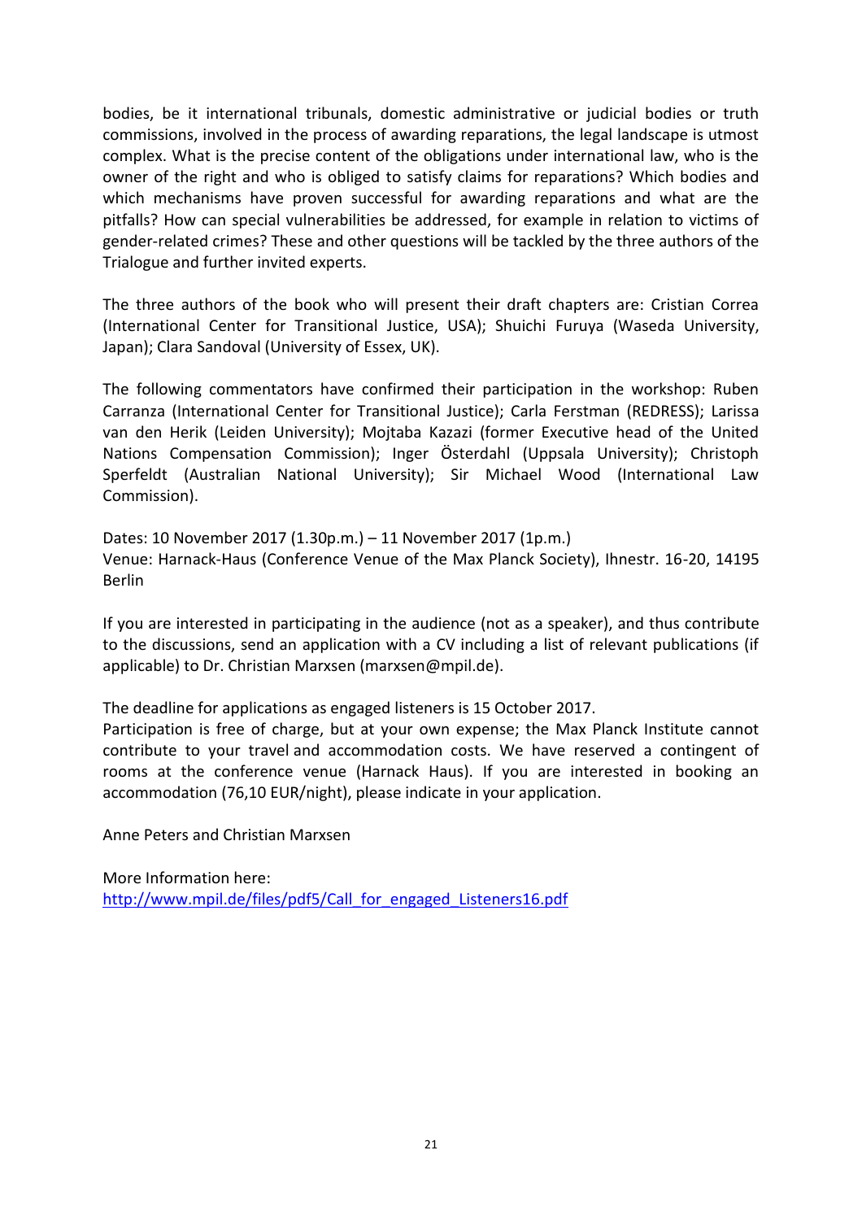bodies, be it international tribunals, domestic administrative or judicial bodies or truth commissions, involved in the process of awarding reparations, the legal landscape is utmost complex. What is the precise content of the obligations under international law, who is the owner of the right and who is obliged to satisfy claims for reparations? Which bodies and which mechanisms have proven successful for awarding reparations and what are the pitfalls? How can special vulnerabilities be addressed, for example in relation to victims of gender-related crimes? These and other questions will be tackled by the three authors of the Trialogue and further invited experts.

The three authors of the book who will present their draft chapters are: Cristian Correa (International Center for Transitional Justice, USA); Shuichi Furuya (Waseda University, Japan); Clara Sandoval (University of Essex, UK).

The following commentators have confirmed their participation in the workshop: Ruben Carranza (International Center for Transitional Justice); Carla Ferstman (REDRESS); Larissa van den Herik (Leiden University); Mojtaba Kazazi (former Executive head of the United Nations Compensation Commission); Inger Österdahl (Uppsala University); Christoph Sperfeldt (Australian National University); Sir Michael Wood (International Law Commission).

Dates: 10 November 2017 (1.30p.m.) – 11 November 2017 (1p.m.)
Venue: Harnack-Haus (Conference Venue of the Max Planck Society), Ihnestr. 16-20, 14195 Berlin

If you are interested in participating in the audience (not as a speaker), and thus contribute to the discussions, send an application with a CV including a list of relevant publications (if applicable) to Dr. Christian Marxsen (marxsen@mpil.de).

The deadline for applications as engaged listeners is 15 October 2017.
Participation is free of charge, but at your own expense; the Max Planck Institute cannot contribute to your travel and accommodation costs. We have reserved a contingent of rooms at the conference venue (Harnack Haus). If you are interested in booking an accommodation (76,10 EUR/night), please indicate in your application.

Anne Peters and Christian Marxsen

More Information here:
[http://www.mpil.de/files/pdf5/Call_for_engaged_Listeners16.pdf](http://www.mpil.de/files/pdf5/Call_for_engaged_Listeners16.pdf)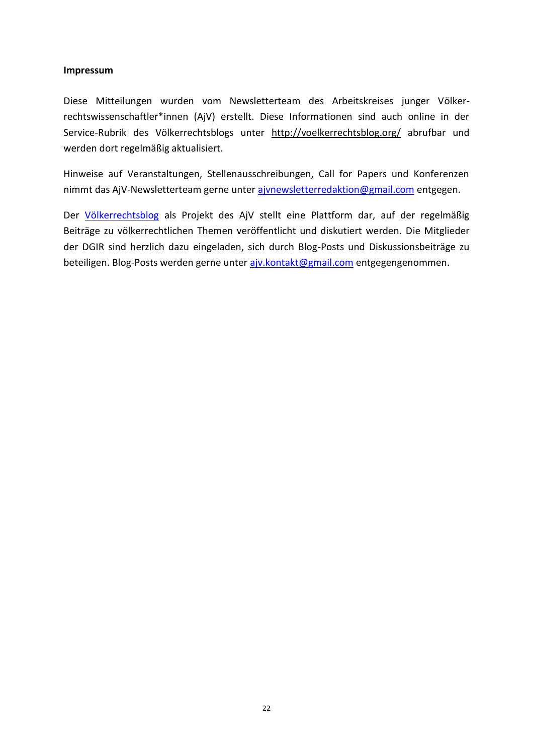**Impressum**

Diese Mitteilungen wurden vom Newsletterteam des Arbeitskreises junger Völkerrechtswissenschaftler*innen (AjV) erstellt. Diese Informationen sind auch online in der Service-Rubrik des Völkerrechtsblogs unter http://voelkerrechtsblog.org/ abrufbar und werden dort regelmäßig aktualisiert.

Hinweise auf Veranstaltungen, Stellenausschreibungen, Call for Papers und Konferenzen nimmt das AjV-Newsletterteam gerne unter ajvnewsletterredaktion@gmail.com entgegen.

Der Völkerrechtsblog als Projekt des AjV stellt eine Plattform dar, auf der regelmäßig Beiträge zu völkerrechtlichen Themen veröffentlicht und diskutiert werden. Die Mitglieder der DGIR sind herzlich dazu eingeladen, sich durch Blog-Posts und Diskussionsbeiträge zu beteiligen. Blog-Posts werden gerne unter ajv.kontakt@gmail.com entgegengenommen.